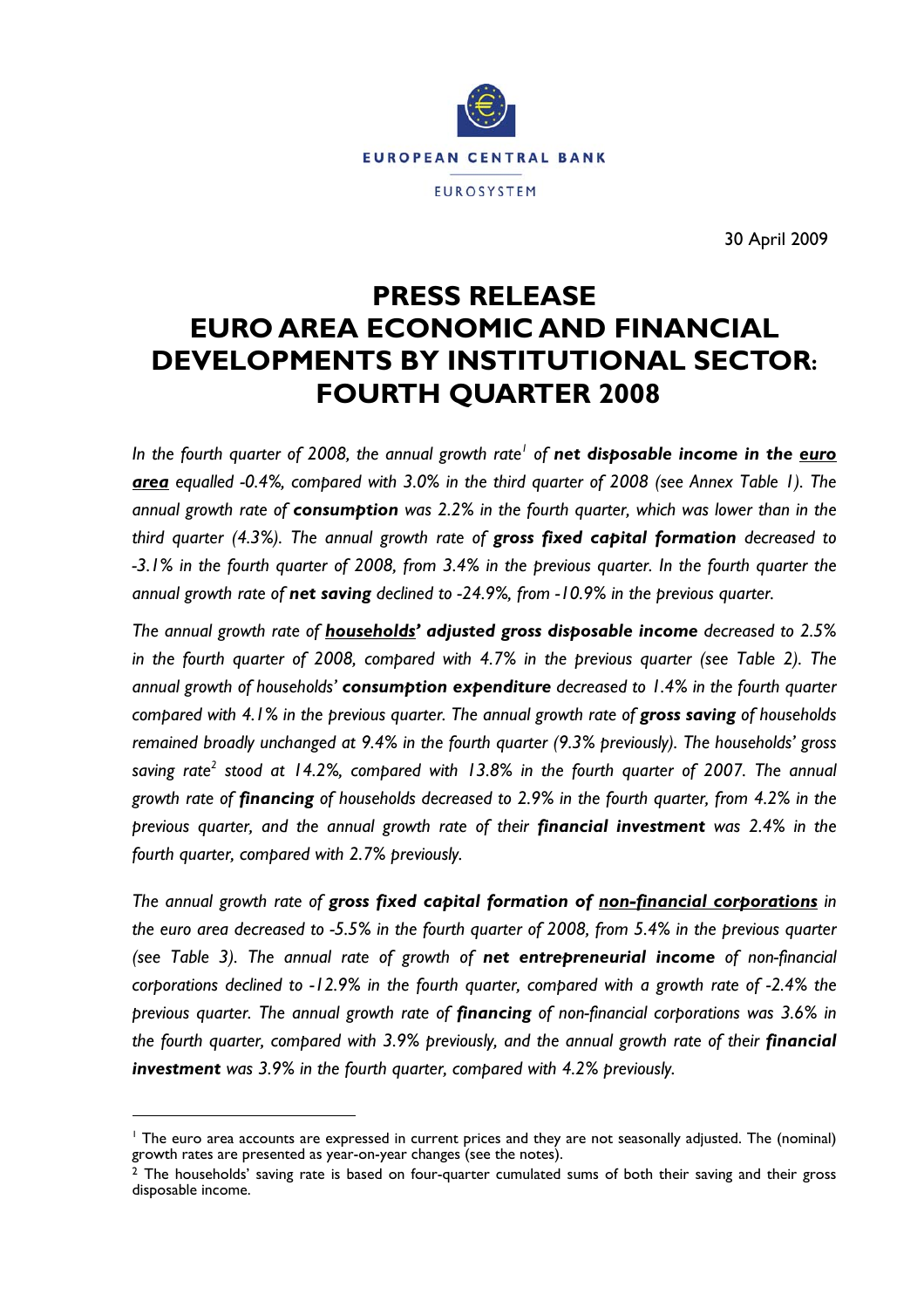EUROPEAN CENTRAL BANK

EUROSYSTEM

30 April 2009

# PRESS RELEASE
# EURO AREA ECONOMIC AND FINANCIAL DEVELOPMENTS BY INSTITUTIONAL SECTOR: FOURTH QUARTER 2008

*In the fourth quarter of 2008, the annual growth rate[1] of **net disposable income in the euro area** equalled -0.4%, compared with 3.0% in the third quarter of 2008 (see Annex Table 1). The annual growth rate of **consumption** was 2.2% in the fourth quarter, which was lower than in the third quarter (4.3%). The annual growth rate of **gross fixed capital formation** decreased to -3.1% in the fourth quarter of 2008, from 3.4% in the previous quarter. In the fourth quarter the annual growth rate of **net saving** declined to -24.9%, from -10.9% in the previous quarter.*

*The annual growth rate of **households' adjusted gross disposable income** decreased to 2.5% in the fourth quarter of 2008, compared with 4.7% in the previous quarter (see Table 2). The annual growth of households' **consumption expenditure** decreased to 1.4% in the fourth quarter compared with 4.1% in the previous quarter. The annual growth rate of **gross saving** of households remained broadly unchanged at 9.4% in the fourth quarter (9.3% previously). The households' gross saving rate[2] stood at 14.2%, compared with 13.8% in the fourth quarter of 2007. The annual growth rate of **financing** of households decreased to 2.9% in the fourth quarter, from 4.2% in the previous quarter, and the annual growth rate of their **financial investment** was 2.4% in the fourth quarter, compared with 2.7% previously.*

*The annual growth rate of **gross fixed capital formation of non-financial corporations** in the euro area decreased to -5.5% in the fourth quarter of 2008, from 5.4% in the previous quarter (see Table 3). The annual rate of growth of **net entrepreneurial income** of non-financial corporations declined to -12.9% in the fourth quarter, compared with a growth rate of -2.4% the previous quarter. The annual growth rate of **financing** of non-financial corporations was 3.6% in the fourth quarter, compared with 3.9% previously, and the annual growth rate of their **financial investment** was 3.9% in the fourth quarter, compared with 4.2% previously.*

---

[1] The euro area accounts are expressed in current prices and they are not seasonally adjusted. The (nominal) growth rates are presented as year-on-year changes (see the notes).

[2] The households' saving rate is based on four-quarter cumulated sums of both their saving and their gross disposable income.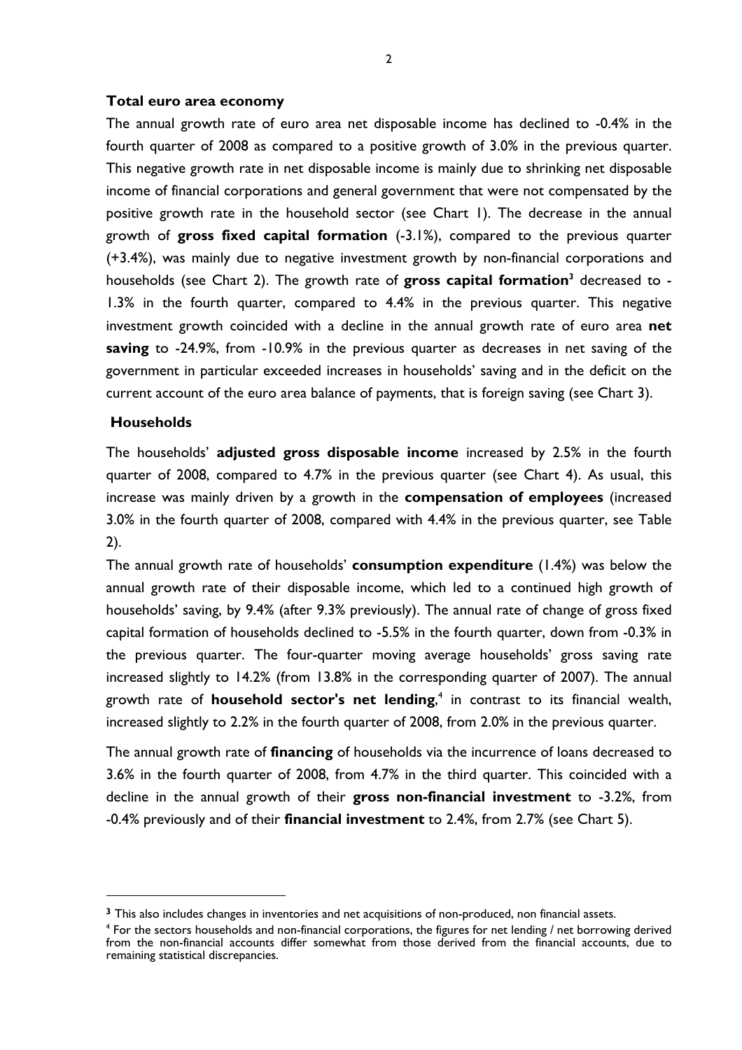**Total euro area economy**

The annual growth rate of euro area net disposable income has declined to -0.4% in the fourth quarter of 2008 as compared to a positive growth of 3.0% in the previous quarter. This negative growth rate in net disposable income is mainly due to shrinking net disposable income of financial corporations and general government that were not compensated by the positive growth rate in the household sector (see Chart 1). The decrease in the annual growth of **gross fixed capital formation** (-3.1%), compared to the previous quarter (+3.4%), was mainly due to negative investment growth by non-financial corporations and households (see Chart 2). The growth rate of **gross capital formation**[3] decreased to -1.3% in the fourth quarter, compared to 4.4% in the previous quarter. This negative investment growth coincided with a decline in the annual growth rate of euro area **net saving** to -24.9%, from -10.9% in the previous quarter as decreases in net saving of the government in particular exceeded increases in households' saving and in the deficit on the current account of the euro area balance of payments, that is foreign saving (see Chart 3).

**Households**

The households' **adjusted gross disposable income** increased by 2.5% in the fourth quarter of 2008, compared to 4.7% in the previous quarter (see Chart 4). As usual, this increase was mainly driven by a growth in the **compensation of employees** (increased 3.0% in the fourth quarter of 2008, compared with 4.4% in the previous quarter, see Table 2).

The annual growth rate of households' **consumption expenditure** (1.4%) was below the annual growth rate of their disposable income, which led to a continued high growth of households' saving, by 9.4% (after 9.3% previously). The annual rate of change of gross fixed capital formation of households declined to -5.5% in the fourth quarter, down from -0.3% in the previous quarter. The four-quarter moving average households' gross saving rate increased slightly to 14.2% (from 13.8% in the corresponding quarter of 2007). The annual growth rate of **household sector's net lending**,[4] in contrast to its financial wealth, increased slightly to 2.2% in the fourth quarter of 2008, from 2.0% in the previous quarter.

The annual growth rate of **financing** of households via the incurrence of loans decreased to 3.6% in the fourth quarter of 2008, from 4.7% in the third quarter. This coincided with a decline in the annual growth of their **gross non-financial investment** to -3.2%, from -0.4% previously and of their **financial investment** to 2.4%, from 2.7% (see Chart 5).

---

[3] This also includes changes in inventories and net acquisitions of non-produced, non financial assets.

[4] For the sectors households and non-financial corporations, the figures for net lending / net borrowing derived from the non-financial accounts differ somewhat from those derived from the financial accounts, due to remaining statistical discrepancies.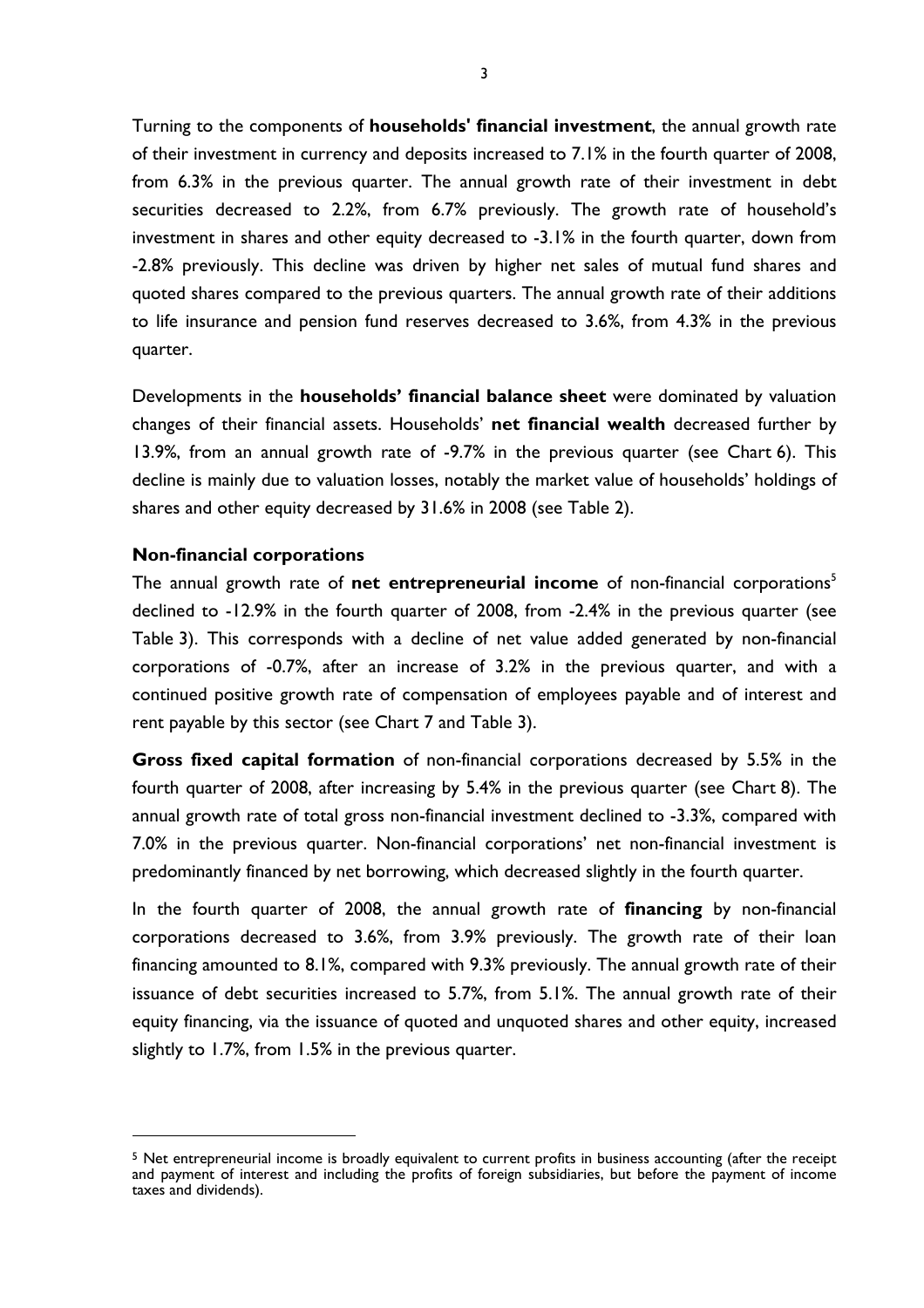Turning to the components of **households' financial investment**, the annual growth rate of their investment in currency and deposits increased to 7.1% in the fourth quarter of 2008, from 6.3% in the previous quarter. The annual growth rate of their investment in debt securities decreased to 2.2%, from 6.7% previously. The growth rate of household's investment in shares and other equity decreased to -3.1% in the fourth quarter, down from -2.8% previously. This decline was driven by higher net sales of mutual fund shares and quoted shares compared to the previous quarters. The annual growth rate of their additions to life insurance and pension fund reserves decreased to 3.6%, from 4.3% in the previous quarter.

Developments in the **households' financial balance sheet** were dominated by valuation changes of their financial assets. Households' **net financial wealth** decreased further by 13.9%, from an annual growth rate of -9.7% in the previous quarter (see Chart 6). This decline is mainly due to valuation losses, notably the market value of households' holdings of shares and other equity decreased by 31.6% in 2008 (see Table 2).

**Non-financial corporations**

The annual growth rate of **net entrepreneurial income** of non-financial corporations[5] declined to -12.9% in the fourth quarter of 2008, from -2.4% in the previous quarter (see Table 3). This corresponds with a decline of net value added generated by non-financial corporations of -0.7%, after an increase of 3.2% in the previous quarter, and with a continued positive growth rate of compensation of employees payable and of interest and rent payable by this sector (see Chart 7 and Table 3).

**Gross fixed capital formation** of non-financial corporations decreased by 5.5% in the fourth quarter of 2008, after increasing by 5.4% in the previous quarter (see Chart 8). The annual growth rate of total gross non-financial investment declined to -3.3%, compared with 7.0% in the previous quarter. Non-financial corporations' net non-financial investment is predominantly financed by net borrowing, which decreased slightly in the fourth quarter.

In the fourth quarter of 2008, the annual growth rate of **financing** by non-financial corporations decreased to 3.6%, from 3.9% previously. The growth rate of their loan financing amounted to 8.1%, compared with 9.3% previously. The annual growth rate of their issuance of debt securities increased to 5.7%, from 5.1%. The annual growth rate of their equity financing, via the issuance of quoted and unquoted shares and other equity, increased slightly to 1.7%, from 1.5% in the previous quarter.

[5] Net entrepreneurial income is broadly equivalent to current profits in business accounting (after the receipt and payment of interest and including the profits of foreign subsidiaries, but before the payment of income taxes and dividends).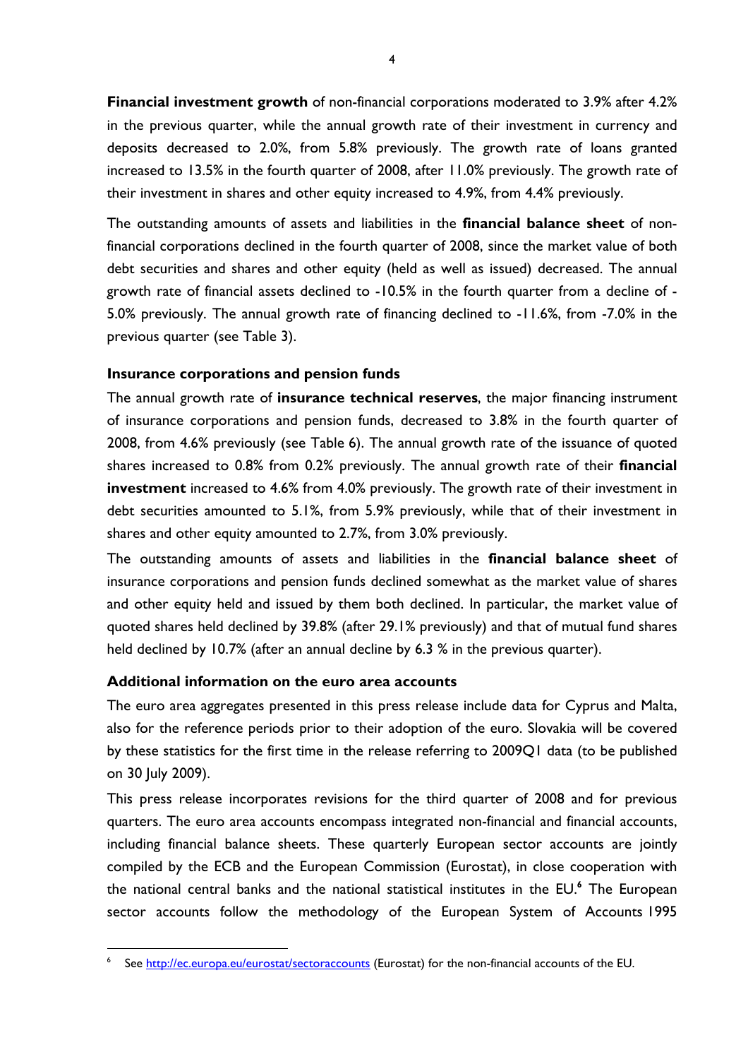**Financial investment growth** of non-financial corporations moderated to 3.9% after 4.2% in the previous quarter, while the annual growth rate of their investment in currency and deposits decreased to 2.0%, from 5.8% previously. The growth rate of loans granted increased to 13.5% in the fourth quarter of 2008, after 11.0% previously. The growth rate of their investment in shares and other equity increased to 4.9%, from 4.4% previously.

The outstanding amounts of assets and liabilities in the **financial balance sheet** of non-financial corporations declined in the fourth quarter of 2008, since the market value of both debt securities and shares and other equity (held as well as issued) decreased. The annual growth rate of financial assets declined to -10.5% in the fourth quarter from a decline of -5.0% previously. The annual growth rate of financing declined to -11.6%, from -7.0% in the previous quarter (see Table 3).

### Insurance corporations and pension funds

The annual growth rate of **insurance technical reserves**, the major financing instrument of insurance corporations and pension funds, decreased to 3.8% in the fourth quarter of 2008, from 4.6% previously (see Table 6). The annual growth rate of the issuance of quoted shares increased to 0.8% from 0.2% previously. The annual growth rate of their **financial investment** increased to 4.6% from 4.0% previously. The growth rate of their investment in debt securities amounted to 5.1%, from 5.9% previously, while that of their investment in shares and other equity amounted to 2.7%, from 3.0% previously.

The outstanding amounts of assets and liabilities in the **financial balance sheet** of insurance corporations and pension funds declined somewhat as the market value of shares and other equity held and issued by them both declined. In particular, the market value of quoted shares held declined by 39.8% (after 29.1% previously) and that of mutual fund shares held declined by 10.7% (after an annual decline by 6.3 % in the previous quarter).

### Additional information on the euro area accounts

The euro area aggregates presented in this press release include data for Cyprus and Malta, also for the reference periods prior to their adoption of the euro. Slovakia will be covered by these statistics for the first time in the release referring to 2009Q1 data (to be published on 30 July 2009).

This press release incorporates revisions for the third quarter of 2008 and for previous quarters. The euro area accounts encompass integrated non-financial and financial accounts, including financial balance sheets. These quarterly European sector accounts are jointly compiled by the ECB and the European Commission (Eurostat), in close cooperation with the national central banks and the national statistical institutes in the EU.[6] The European sector accounts follow the methodology of the European System of Accounts 1995

[6] See http://ec.europa.eu/eurostat/sectoraccounts (Eurostat) for the non-financial accounts of the EU.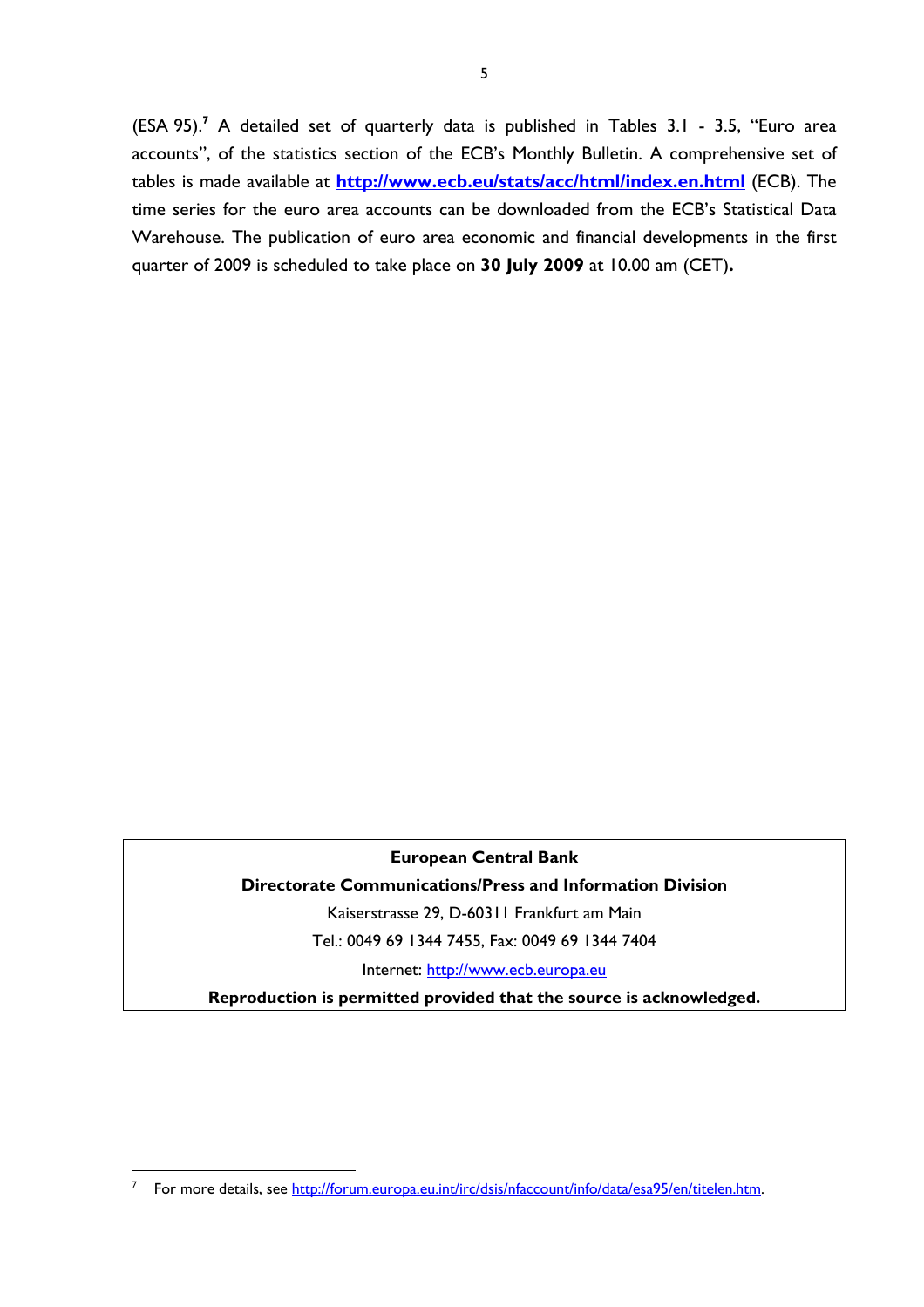(ESA 95).[7] A detailed set of quarterly data is published in Tables 3.1 - 3.5, "Euro area accounts", of the statistics section of the ECB's Monthly Bulletin. A comprehensive set of tables is made available at **http://www.ecb.eu/stats/acc/html/index.en.html** (ECB). The time series for the euro area accounts can be downloaded from the ECB's Statistical Data Warehouse. The publication of euro area economic and financial developments in the first quarter of 2009 is scheduled to take place on **30 July 2009** at 10.00 am (CET)**.**

**European Central Bank**

**Directorate Communications/Press and Information Division**

Kaiserstrasse 29, D-60311 Frankfurt am Main

Tel.: 0049 69 1344 7455, Fax: 0049 69 1344 7404

Internet: http://www.ecb.europa.eu

**Reproduction is permitted provided that the source is acknowledged.**

---

[7] For more details, see http://forum.europa.eu.int/irc/dsis/nfaccount/info/data/esa95/en/titelen.htm.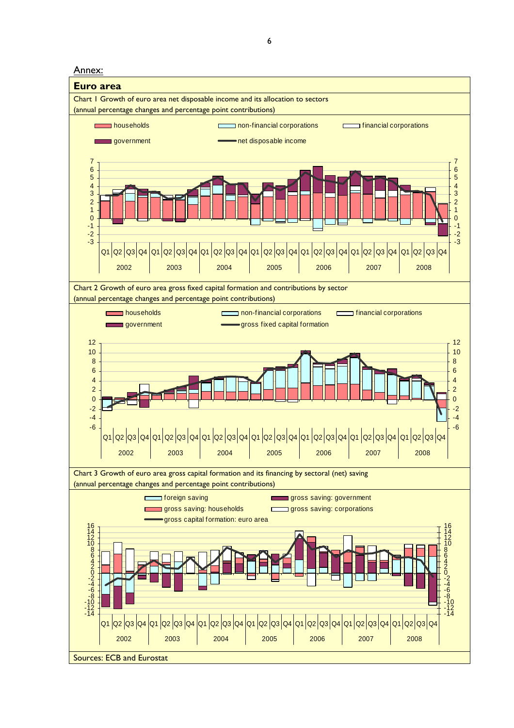Annex:

## Euro area

Chart 1 Growth of euro area net disposable income and its allocation to sectors
(annual percentage changes and percentage point contributions)

Legend: households; non-financial corporations; financial corporations; government; net disposable income

Chart 2 Growth of euro area gross fixed capital formation and contributions by sector
(annual percentage changes and percentage point contributions)

Legend: households; non-financial corporations; financial corporations; government; gross fixed capital formation

Chart 3 Growth of euro area gross capital formation and its financing by sectoral (net) saving
(annual percentage changes and percentage point contributions)

Legend: foreign saving; gross saving: government; gross saving: households; gross saving: corporations; gross capital formation: euro area

Sources: ECB and Eurostat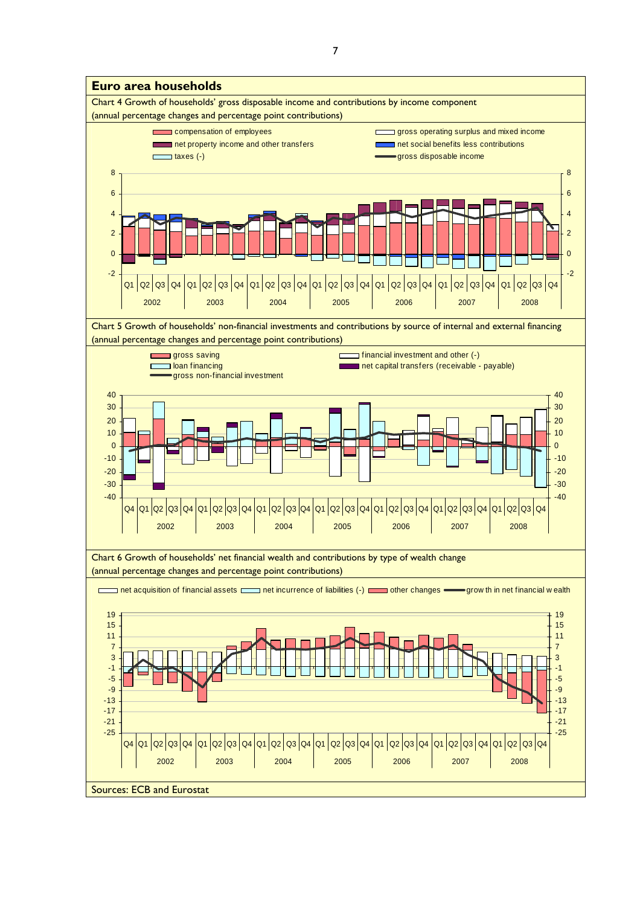## Euro area households

Chart 4 Growth of households' gross disposable income and contributions by income component
(annual percentage changes and percentage point contributions)

compensation of employees
net property income and other transfers
taxes (-)
gross operating surplus and mixed income
net social benefits less contributions
gross disposable income

Chart 5 Growth of households' non-financial investments and contributions by source of internal and external financing
(annual percentage changes and percentage point contributions)

gross saving
loan financing
gross non-financial investment
financial investment and other (-)
net capital transfers (receivable - payable)

Chart 6 Growth of households' net financial wealth and contributions by type of wealth change
(annual percentage changes and percentage point contributions)

net acquisition of financial assets
net incurrence of liabilities (-)
other changes
growth in net financial wealth

Sources: ECB and Eurostat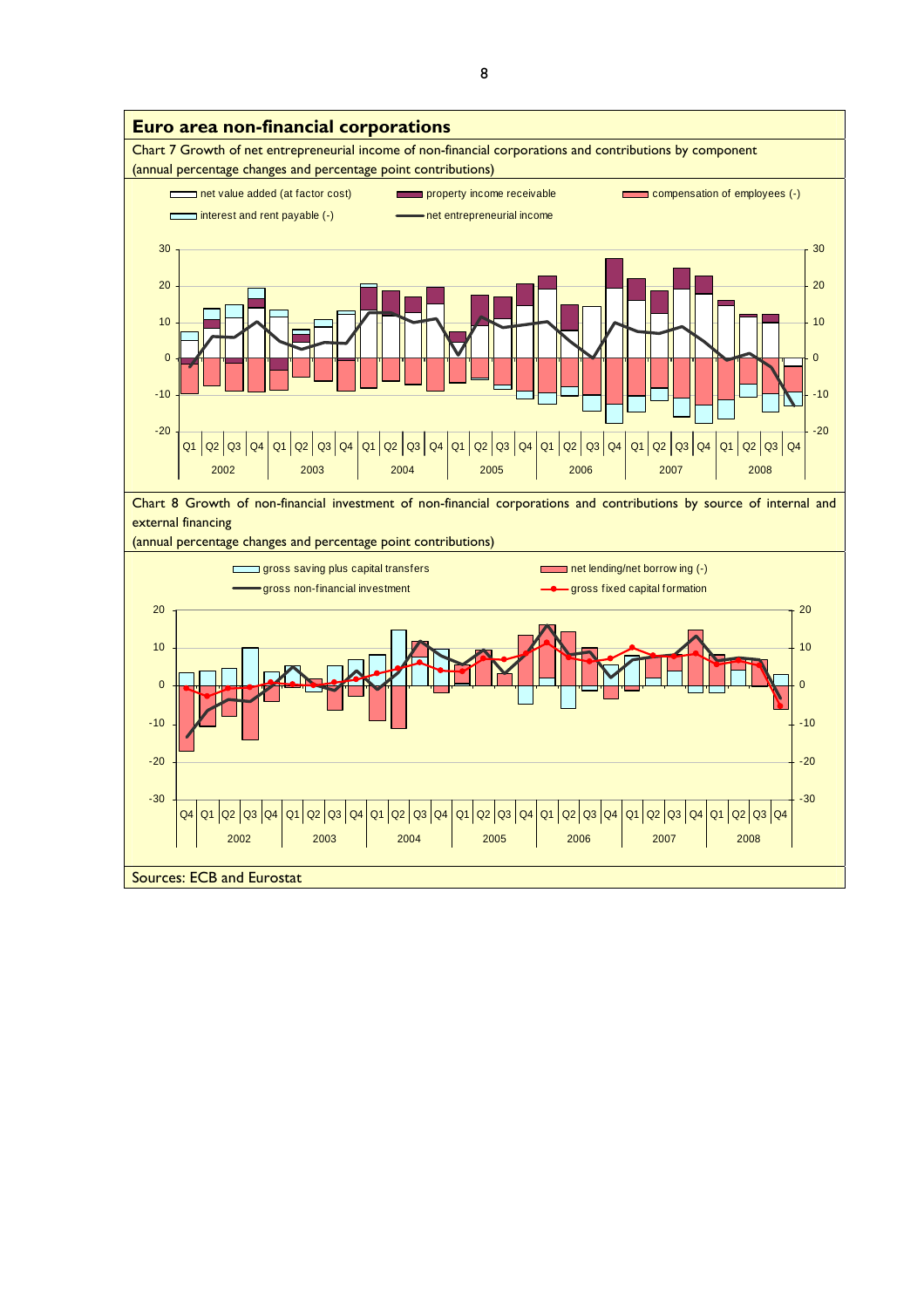## Euro area non-financial corporations

Chart 7 Growth of net entrepreneurial income of non-financial corporations and contributions by component
(annual percentage changes and percentage point contributions)

Chart 8 Growth of non-financial investment of non-financial corporations and contributions by source of internal and external financing
(annual percentage changes and percentage point contributions)

Sources: ECB and Eurostat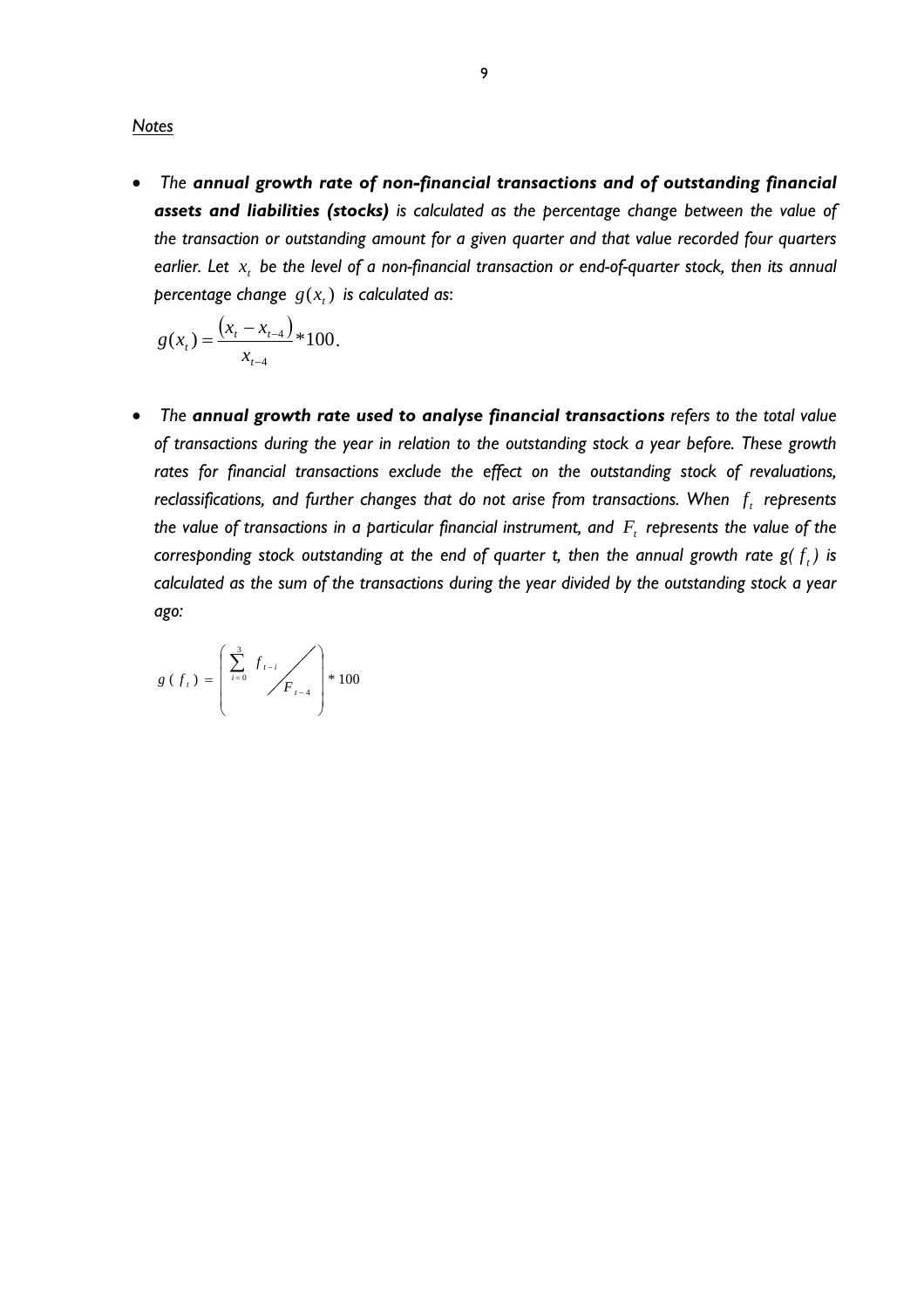*Notes*

- *The **annual growth rate of non-financial transactions and of outstanding financial assets and liabilities (stocks)** is calculated as the percentage change between the value of the transaction or outstanding amount for a given quarter and that value recorded four quarters earlier. Let $x_t$ be the level of a non-financial transaction or end-of-quarter stock, then its annual percentage change $g(x_t)$ is calculated as:*

$$g(x_t) = \frac{(x_t - x_{t-4})}{x_{t-4}} * 100.$$

- *The **annual growth rate used to analyse financial transactions** refers to the total value of transactions during the year in relation to the outstanding stock a year before. These growth rates for financial transactions exclude the effect on the outstanding stock of revaluations, reclassifications, and further changes that do not arise from transactions. When $f_t$ represents the value of transactions in a particular financial instrument, and $F_t$ represents the value of the corresponding stock outstanding at the end of quarter t, then the annual growth rate $g(f_t)$ is calculated as the sum of the transactions during the year divided by the outstanding stock a year ago:*

$$g(f_t) = \left( \sum_{i=0}^{3} f_{t-i} \Big/ F_{t-4} \right) * 100$$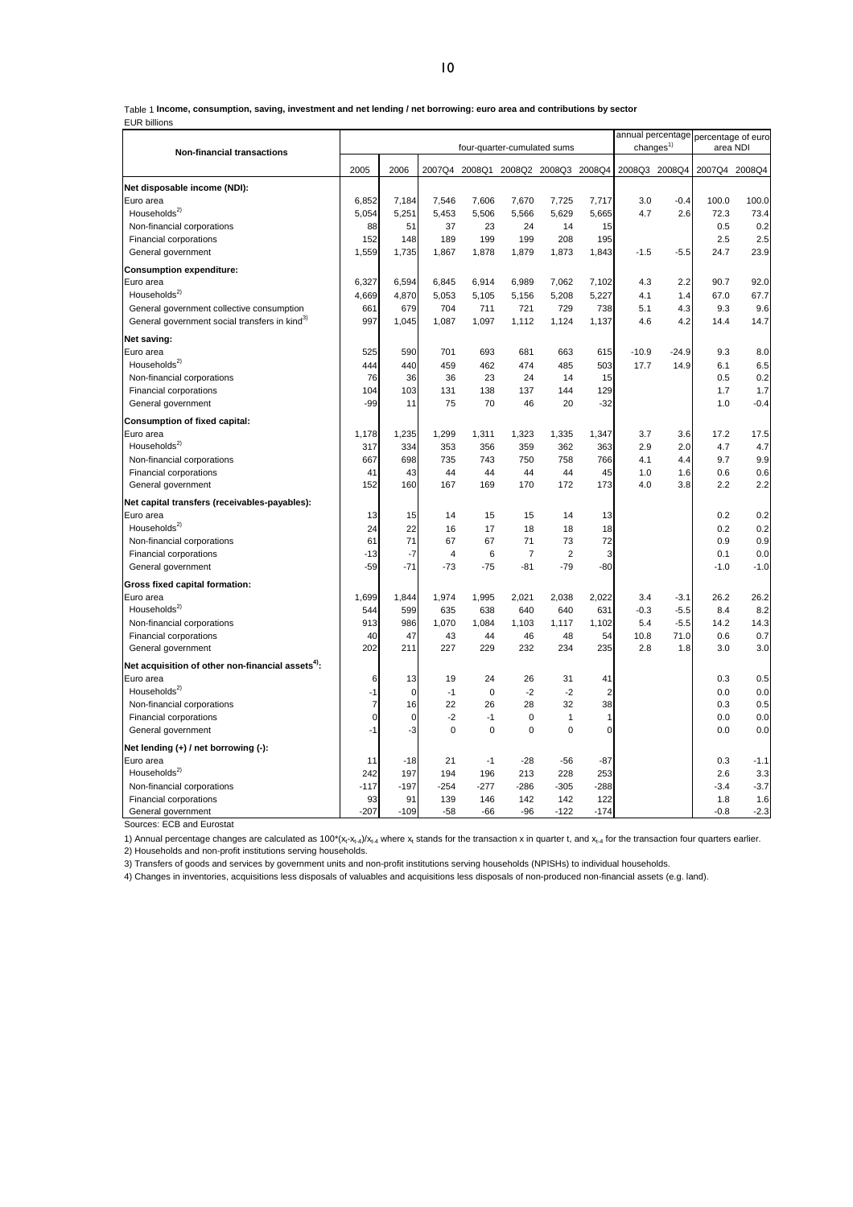Table 1 **Income, consumption, saving, investment and net lending / net borrowing: euro area and contributions by sector**

EUR billions

| Non-financial transactions | four-quarter-cumulated sums | | | | | | | annual percentage changes[1] | | percentage of euro area NDI | |
|---|---|---|---|---|---|---|---|---|---|---|---|
| | 2005 | 2006 | 2007Q4 | 2008Q1 | 2008Q2 | 2008Q3 | 2008Q4 | 2008Q3 | 2008Q4 | 2007Q4 | 2008Q4 |
| **Net disposable income (NDI):** | | | | | | | | | | | |
| Euro area | 6,852 | 7,184 | 7,546 | 7,606 | 7,670 | 7,725 | 7,717 | 3.0 | -0.4 | 100.0 | 100.0 |
| Households[2] | 5,054 | 5,251 | 5,453 | 5,506 | 5,566 | 5,629 | 5,665 | 4.7 | 2.6 | 72.3 | 73.4 |
| Non-financial corporations | 88 | 51 | 37 | 23 | 24 | 14 | 15 | | | 0.5 | 0.2 |
| Financial corporations | 152 | 148 | 189 | 199 | 199 | 208 | 195 | | | 2.5 | 2.5 |
| General government | 1,559 | 1,735 | 1,867 | 1,878 | 1,879 | 1,873 | 1,843 | -1.5 | -5.5 | 24.7 | 23.9 |
| **Consumption expenditure:** | | | | | | | | | | | |
| Euro area | 6,327 | 6,594 | 6,845 | 6,914 | 6,989 | 7,062 | 7,102 | 4.3 | 2.2 | 90.7 | 92.0 |
| Households[2] | 4,669 | 4,870 | 5,053 | 5,105 | 5,156 | 5,208 | 5,227 | 4.1 | 1.4 | 67.0 | 67.7 |
| General government collective consumption | 661 | 679 | 704 | 711 | 721 | 729 | 738 | 5.1 | 4.3 | 9.3 | 9.6 |
| General government social transfers in kind[3] | 997 | 1,045 | 1,087 | 1,097 | 1,112 | 1,124 | 1,137 | 4.6 | 4.2 | 14.4 | 14.7 |
| **Net saving:** | | | | | | | | | | | |
| Euro area | 525 | 590 | 701 | 693 | 681 | 663 | 615 | -10.9 | -24.9 | 9.3 | 8.0 |
| Households[2] | 444 | 440 | 459 | 462 | 474 | 485 | 503 | 17.7 | 14.9 | 6.1 | 6.5 |
| Non-financial corporations | 76 | 36 | 36 | 23 | 24 | 14 | 15 | | | 0.5 | 0.2 |
| Financial corporations | 104 | 103 | 131 | 138 | 137 | 144 | 129 | | | 1.7 | 1.7 |
| General government | -99 | 11 | 75 | 70 | 46 | 20 | -32 | | | 1.0 | -0.4 |
| **Consumption of fixed capital:** | | | | | | | | | | | |
| Euro area | 1,178 | 1,235 | 1,299 | 1,311 | 1,323 | 1,335 | 1,347 | 3.7 | 3.6 | 17.2 | 17.5 |
| Households[2] | 317 | 334 | 353 | 356 | 359 | 362 | 363 | 2.9 | 2.0 | 4.7 | 4.7 |
| Non-financial corporations | 667 | 698 | 735 | 743 | 750 | 758 | 766 | 4.1 | 4.4 | 9.7 | 9.9 |
| Financial corporations | 41 | 43 | 44 | 44 | 44 | 44 | 45 | 1.0 | 1.6 | 0.6 | 0.6 |
| General government | 152 | 160 | 167 | 169 | 170 | 172 | 173 | 4.0 | 3.8 | 2.2 | 2.2 |
| **Net capital transfers (receivables-payables):** | | | | | | | | | | | |
| Euro area | 13 | 15 | 14 | 15 | 15 | 14 | 13 | | | 0.2 | 0.2 |
| Households[2] | 24 | 22 | 16 | 17 | 18 | 18 | 18 | | | 0.2 | 0.2 |
| Non-financial corporations | 61 | 71 | 67 | 67 | 71 | 73 | 72 | | | 0.9 | 0.9 |
| Financial corporations | -13 | -7 | 4 | 6 | 7 | 2 | 3 | | | 0.1 | 0.0 |
| General government | -59 | -71 | -73 | -75 | -81 | -79 | -80 | | | -1.0 | -1.0 |
| **Gross fixed capital formation:** | | | | | | | | | | | |
| Euro area | 1,699 | 1,844 | 1,974 | 1,995 | 2,021 | 2,038 | 2,022 | 3.4 | -3.1 | 26.2 | 26.2 |
| Households[2] | 544 | 599 | 635 | 638 | 640 | 640 | 631 | -0.3 | -5.5 | 8.4 | 8.2 |
| Non-financial corporations | 913 | 986 | 1,070 | 1,084 | 1,103 | 1,117 | 1,102 | 5.4 | -5.5 | 14.2 | 14.3 |
| Financial corporations | 40 | 47 | 43 | 44 | 46 | 48 | 54 | 10.8 | 71.0 | 0.6 | 0.7 |
| General government | 202 | 211 | 227 | 229 | 232 | 234 | 235 | 2.8 | 1.8 | 3.0 | 3.0 |
| **Net acquisition of other non-financial assets[4]:** | | | | | | | | | | | |
| Euro area | 6 | 13 | 19 | 24 | 26 | 31 | 41 | | | 0.3 | 0.5 |
| Households[2] | -1 | 0 | -1 | 0 | -2 | -2 | 2 | | | 0.0 | 0.0 |
| Non-financial corporations | 7 | 16 | 22 | 26 | 28 | 32 | 38 | | | 0.3 | 0.5 |
| Financial corporations | 0 | 0 | -2 | -1 | 0 | 1 | 1 | | | 0.0 | 0.0 |
| General government | -1 | -3 | 0 | 0 | 0 | 0 | 0 | | | 0.0 | 0.0 |
| **Net lending (+) / net borrowing (-):** | | | | | | | | | | | |
| Euro area | 11 | -18 | 21 | -1 | -28 | -56 | -87 | | | 0.3 | -1.1 |
| Households[2] | 242 | 197 | 194 | 196 | 213 | 228 | 253 | | | 2.6 | 3.3 |
| Non-financial corporations | -117 | -197 | -254 | -277 | -286 | -305 | -288 | | | -3.4 | -3.7 |
| Financial corporations | 93 | 91 | 139 | 146 | 142 | 142 | 122 | | | 1.8 | 1.6 |
| General government | -207 | -109 | -58 | -66 | -96 | -122 | -174 | | | -0.8 | -2.3 |

Sources: ECB and Eurostat

1) Annual percentage changes are calculated as $100*(x_t-x_{t-4})/x_{t-4}$ where $x_t$ stands for the transaction x in quarter t, and $x_{t-4}$ for the transaction four quarters earlier.

2) Households and non-profit institutions serving households.

3) Transfers of goods and services by government units and non-profit institutions serving households (NPISHs) to individual households.

4) Changes in inventories, acquisitions less disposals of valuables and acquisitions less disposals of non-produced non-financial assets (e.g. land).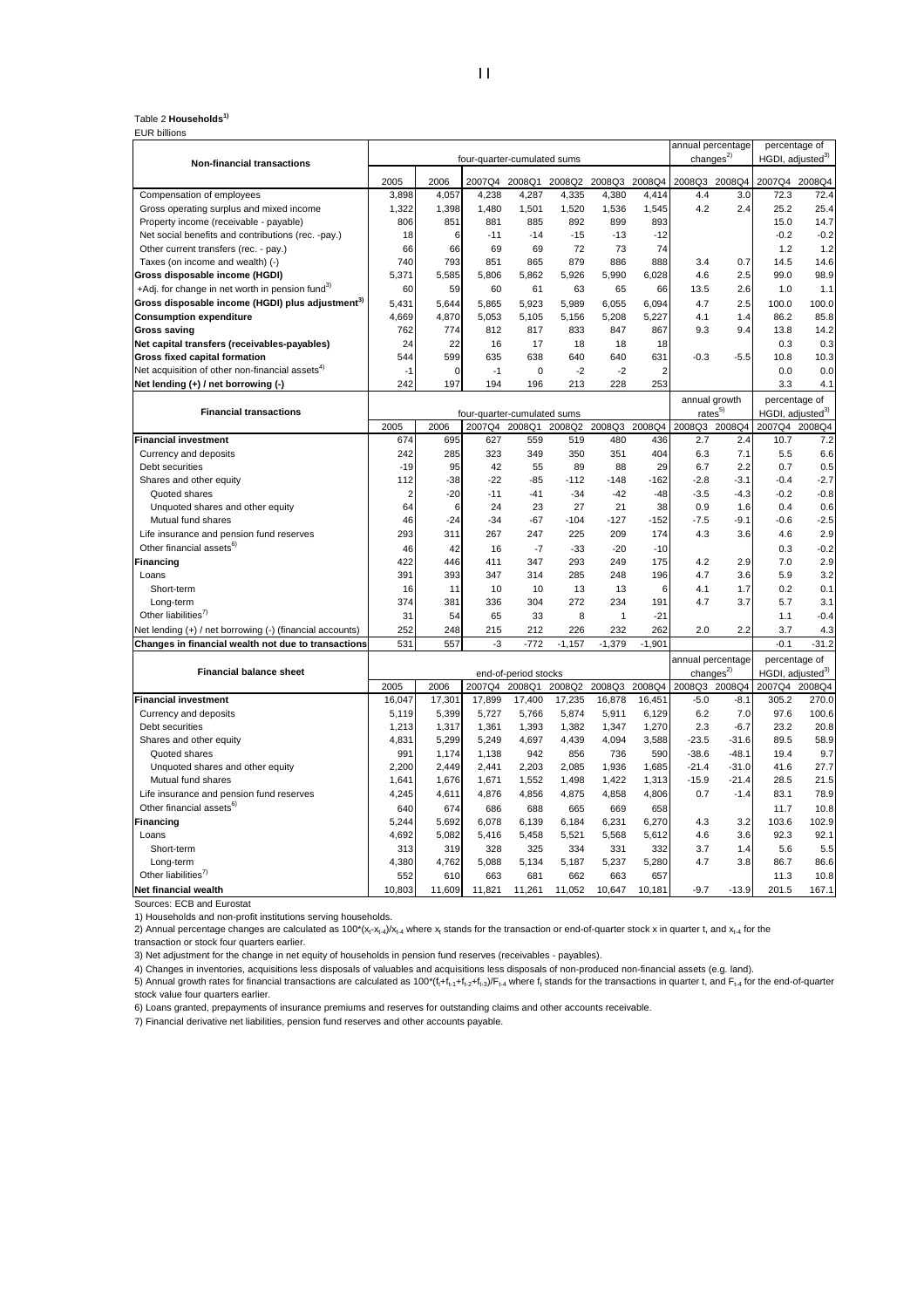Table 2 **Households**[1]

EUR billions

| Non-financial transactions | four-quarter-cumulated sums | | | | | | | annual percentage changes[2] | | percentage of HGDI, adjusted[3] | |
|---|---|---|---|---|---|---|---|---|---|---|---|
| | 2005 | 2006 | 2007Q4 | 2008Q1 | 2008Q2 | 2008Q3 | 2008Q4 | 2008Q3 | 2008Q4 | 2007Q4 | 2008Q4 |
| Compensation of employees | 3,898 | 4,057 | 4,238 | 4,287 | 4,335 | 4,380 | 4,414 | 4.4 | 3.0 | 72.3 | 72.4 |
| Gross operating surplus and mixed income | 1,322 | 1,398 | 1,480 | 1,501 | 1,520 | 1,536 | 1,545 | 4.2 | 2.4 | 25.2 | 25.4 |
| Property income (receivable - payable) | 806 | 851 | 881 | 885 | 892 | 899 | 893 | | | 15.0 | 14.7 |
| Net social benefits and contributions (rec. -pay.) | 18 | 6 | -11 | -14 | -15 | -13 | -12 | | | -0.2 | -0.2 |
| Other current transfers (rec. - pay.) | 66 | 66 | 69 | 69 | 72 | 73 | 74 | | | 1.2 | 1.2 |
| Taxes (on income and wealth) (-) | 740 | 793 | 851 | 865 | 879 | 886 | 888 | 3.4 | 0.7 | 14.5 | 14.6 |
| **Gross disposable income (HGDI)** | 5,371 | 5,585 | 5,806 | 5,862 | 5,926 | 5,990 | 6,028 | 4.6 | 2.5 | 99.0 | 98.9 |
| +Adj. for change in net worth in pension fund[3] | 60 | 59 | 60 | 61 | 63 | 65 | 66 | 13.5 | 2.6 | 1.0 | 1.1 |
| **Gross disposable income (HGDI) plus adjustment[3]** | 5,431 | 5,644 | 5,865 | 5,923 | 5,989 | 6,055 | 6,094 | 4.7 | 2.5 | 100.0 | 100.0 |
| **Consumption expenditure** | 4,669 | 4,870 | 5,053 | 5,105 | 5,156 | 5,208 | 5,227 | 4.1 | 1.4 | 86.2 | 85.8 |
| **Gross saving** | 762 | 774 | 812 | 817 | 833 | 847 | 867 | 9.3 | 9.4 | 13.8 | 14.2 |
| **Net capital transfers (receivables-payables)** | 24 | 22 | 16 | 17 | 18 | 18 | 18 | | | 0.3 | 0.3 |
| **Gross fixed capital formation** | 544 | 599 | 635 | 638 | 640 | 640 | 631 | -0.3 | -5.5 | 10.8 | 10.3 |
| Net acquisition of other non-financial assets[4] | -1 | 0 | -1 | 0 | -2 | -2 | 2 | | | 0.0 | 0.0 |
| **Net lending (+) / net borrowing (-)** | 242 | 197 | 194 | 196 | 213 | 228 | 253 | | | 3.3 | 4.1 |

| Financial transactions | four-quarter-cumulated sums | | | | | | | annual growth rates[5] | | percentage of HGDI, adjusted[3] | |
|---|---|---|---|---|---|---|---|---|---|---|---|
| | 2005 | 2006 | 2007Q4 | 2008Q1 | 2008Q2 | 2008Q3 | 2008Q4 | 2008Q3 | 2008Q4 | 2007Q4 | 2008Q4 |
| **Financial investment** | 674 | 695 | 627 | 559 | 519 | 480 | 436 | 2.7 | 2.4 | 10.7 | 7.2 |
| Currency and deposits | 242 | 285 | 323 | 349 | 350 | 351 | 404 | 6.3 | 7.1 | 5.5 | 6.6 |
| Debt securities | -19 | 95 | 42 | 55 | 89 | 88 | 29 | 6.7 | 2.2 | 0.7 | 0.5 |
| Shares and other equity | 112 | -38 | -22 | -85 | -112 | -148 | -162 | -2.8 | -3.1 | -0.4 | -2.7 |
| Quoted shares | 2 | -20 | -11 | -41 | -34 | -42 | -48 | -3.5 | -4.3 | -0.2 | -0.8 |
| Unquoted shares and other equity | 64 | 6 | 24 | 23 | 27 | 21 | 38 | 0.9 | 1.6 | 0.4 | 0.6 |
| Mutual fund shares | 46 | -24 | -34 | -67 | -104 | -127 | -152 | -7.5 | -9.1 | -0.6 | -2.5 |
| Life insurance and pension fund reserves | 293 | 311 | 267 | 247 | 225 | 209 | 174 | 4.3 | 3.6 | 4.6 | 2.9 |
| Other financial assets[6] | 46 | 42 | 16 | -7 | -33 | -20 | -10 | | | 0.3 | -0.2 |
| **Financing** | 422 | 446 | 411 | 347 | 293 | 249 | 175 | 4.2 | 2.9 | 7.0 | 2.9 |
| Loans | 391 | 393 | 347 | 314 | 285 | 248 | 196 | 4.7 | 3.6 | 5.9 | 3.2 |
| Short-term | 16 | 11 | 10 | 10 | 13 | 13 | 6 | 4.1 | 1.7 | 0.2 | 0.1 |
| Long-term | 374 | 381 | 336 | 304 | 272 | 234 | 191 | 4.7 | 3.7 | 5.7 | 3.1 |
| Other liabilities[7] | 31 | 54 | 65 | 33 | 8 | 1 | -21 | | | 1.1 | -0.4 |
| Net lending (+) / net borrowing (-) (financial accounts) | 252 | 248 | 215 | 212 | 226 | 232 | 262 | 2.0 | 2.2 | 3.7 | 4.3 |
| **Changes in financial wealth not due to transactions** | 531 | 557 | -3 | -772 | -1,157 | -1,379 | -1,901 | | | -0.1 | -31.2 |

| Financial balance sheet | end-of-period stocks | | | | | | | annual percentage changes[2] | | percentage of HGDI, adjusted[3] | |
|---|---|---|---|---|---|---|---|---|---|---|---|
| | 2005 | 2006 | 2007Q4 | 2008Q1 | 2008Q2 | 2008Q3 | 2008Q4 | 2008Q3 | 2008Q4 | 2007Q4 | 2008Q4 |
| **Financial investment** | 16,047 | 17,301 | 17,899 | 17,400 | 17,235 | 16,878 | 16,451 | -5.0 | -8.1 | 305.2 | 270.0 |
| Currency and deposits | 5,119 | 5,399 | 5,727 | 5,766 | 5,874 | 5,911 | 6,129 | 6.2 | 7.0 | 97.6 | 100.6 |
| Debt securities | 1,213 | 1,317 | 1,361 | 1,393 | 1,382 | 1,347 | 1,270 | 2.3 | -6.7 | 23.2 | 20.8 |
| Shares and other equity | 4,831 | 5,299 | 5,249 | 4,697 | 4,439 | 4,094 | 3,588 | -23.5 | -31.6 | 89.5 | 58.9 |
| Quoted shares | 991 | 1,174 | 1,138 | 942 | 856 | 736 | 590 | -38.6 | -48.1 | 19.4 | 9.7 |
| Unquoted shares and other equity | 2,200 | 2,449 | 2,441 | 2,203 | 2,085 | 1,936 | 1,685 | -21.4 | -31.0 | 41.6 | 27.7 |
| Mutual fund shares | 1,641 | 1,676 | 1,671 | 1,552 | 1,498 | 1,422 | 1,313 | -15.9 | -21.4 | 28.5 | 21.5 |
| Life insurance and pension fund reserves | 4,245 | 4,611 | 4,876 | 4,856 | 4,875 | 4,858 | 4,806 | 0.7 | -1.4 | 83.1 | 78.9 |
| Other financial assets[6] | 640 | 674 | 686 | 688 | 665 | 669 | 658 | | | 11.7 | 10.8 |
| **Financing** | 5,244 | 5,692 | 6,078 | 6,139 | 6,184 | 6,231 | 6,270 | 4.3 | 3.2 | 103.6 | 102.9 |
| Loans | 4,692 | 5,082 | 5,416 | 5,458 | 5,521 | 5,568 | 5,612 | 4.6 | 3.6 | 92.3 | 92.1 |
| Short-term | 313 | 319 | 328 | 325 | 334 | 331 | 332 | 3.7 | 1.4 | 5.6 | 5.5 |
| Long-term | 4,380 | 4,762 | 5,088 | 5,134 | 5,187 | 5,237 | 5,280 | 4.7 | 3.8 | 86.7 | 86.6 |
| Other liabilities[7] | 552 | 610 | 663 | 681 | 662 | 663 | 657 | | | 11.3 | 10.8 |
| **Net financial wealth** | 10,803 | 11,609 | 11,821 | 11,261 | 11,052 | 10,647 | 10,181 | -9.7 | -13.9 | 201.5 | 167.1 |

Sources: ECB and Eurostat

1) Households and non-profit institutions serving households.

2) Annual percentage changes are calculated as $100*(x_t-x_{t-4})/x_{t-4}$ where $x_t$ stands for the transaction or end-of-quarter stock x in quarter t, and $x_{t-4}$ for the transaction or stock four quarters earlier.

3) Net adjustment for the change in net equity of households in pension fund reserves (receivables - payables).

4) Changes in inventories, acquisitions less disposals of valuables and acquisitions less disposals of non-produced non-financial assets (e.g. land).

5) Annual growth rates for financial transactions are calculated as $100*(f_t+f_{t-1}+f_{t-2}+f_{t-3})/F_{t-4}$ where $f_t$ stands for the transactions in quarter t, and $F_{t-4}$ for the end-of-quarter stock value four quarters earlier.

6) Loans granted, prepayments of insurance premiums and reserves for outstanding claims and other accounts receivable.

7) Financial derivative net liabilities, pension fund reserves and other accounts payable.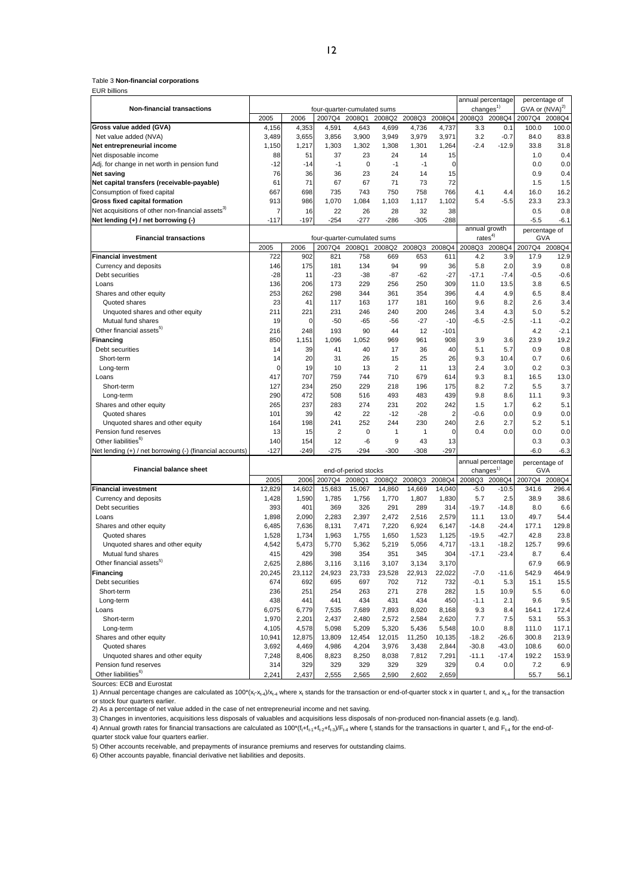Table 3 **Non-financial corporations**

EUR billions

| Non-financial transactions | four-quarter-cumulated sums | | | | | | | annual percentage changes[1] | | percentage of GVA or (NVA)[2] | |
|---|---|---|---|---|---|---|---|---|---|---|---|
| | 2005 | 2006 | 2007Q4 | 2008Q1 | 2008Q2 | 2008Q3 | 2008Q4 | 2008Q3 | 2008Q4 | 2007Q4 | 2008Q4 |
| **Gross value added (GVA)** | 4,156 | 4,353 | 4,591 | 4,643 | 4,699 | 4,736 | 4,737 | 3.3 | 0.1 | 100.0 | 100.0 |
| Net value added (NVA) | 3,489 | 3,655 | 3,856 | 3,900 | 3,949 | 3,979 | 3,971 | 3.2 | -0.7 | 84.0 | 83.8 |
| **Net entrepreneurial income** | 1,150 | 1,217 | 1,303 | 1,302 | 1,308 | 1,301 | 1,264 | -2.4 | -12.9 | 33.8 | 31.8 |
| Net disposable income | 88 | 51 | 37 | 23 | 24 | 14 | 15 | | | 1.0 | 0.4 |
| Adj. for change in net worth in pension fund | -12 | -14 | -1 | 0 | -1 | -1 | 0 | | | 0.0 | 0.0 |
| **Net saving** | 76 | 36 | 36 | 23 | 24 | 14 | 15 | | | 0.9 | 0.4 |
| **Net capital transfers (receivable-payable)** | 61 | 71 | 67 | 67 | 71 | 73 | 72 | | | 1.5 | 1.5 |
| Consumption of fixed capital | 667 | 698 | 735 | 743 | 750 | 758 | 766 | 4.1 | 4.4 | 16.0 | 16.2 |
| **Gross fixed capital formation** | 913 | 986 | 1,070 | 1,084 | 1,103 | 1,117 | 1,102 | 5.4 | -5.5 | 23.3 | 23.3 |
| Net acquisitions of other non-financial assets[3] | 7 | 16 | 22 | 26 | 28 | 32 | 38 | | | 0.5 | 0.8 |
| **Net lending (+) / net borrowing (-)** | -117 | -197 | -254 | -277 | -286 | -305 | -288 | | | -5.5 | -6.1 |

| Financial transactions | four-quarter-cumulated sums | | | | | | | annual growth rates[4] | | percentage of GVA | |
|---|---|---|---|---|---|---|---|---|---|---|---|
| | 2005 | 2006 | 2007Q4 | 2008Q1 | 2008Q2 | 2008Q3 | 2008Q4 | 2008Q3 | 2008Q4 | 2007Q4 | 2008Q4 |
| **Financial investment** | 722 | 902 | 821 | 758 | 669 | 653 | 611 | 4.2 | 3.9 | 17.9 | 12.9 |
| Currency and deposits | 146 | 175 | 181 | 134 | 94 | 99 | 36 | 5.8 | 2.0 | 3.9 | 0.8 |
| Debt securities | -28 | 11 | -23 | -38 | -87 | -62 | -27 | -17.1 | -7.4 | -0.5 | -0.6 |
| Loans | 136 | 206 | 173 | 229 | 256 | 250 | 309 | 11.0 | 13.5 | 3.8 | 6.5 |
| Shares and other equity | 253 | 262 | 298 | 344 | 361 | 354 | 396 | 4.4 | 4.9 | 6.5 | 8.4 |
| Quoted shares | 23 | 41 | 117 | 163 | 177 | 181 | 160 | 9.6 | 8.2 | 2.6 | 3.4 |
| Unquoted shares and other equity | 211 | 221 | 231 | 246 | 240 | 200 | 246 | 3.4 | 4.3 | 5.0 | 5.2 |
| Mutual fund shares | 19 | 0 | -50 | -65 | -56 | -27 | -10 | -6.5 | -2.5 | -1.1 | -0.2 |
| Other financial assets[5] | 216 | 248 | 193 | 90 | 44 | 12 | -101 | | | 4.2 | -2.1 |
| **Financing** | 850 | 1,151 | 1,096 | 1,052 | 969 | 961 | 908 | 3.9 | 3.6 | 23.9 | 19.2 |
| Debt securities | 14 | 39 | 41 | 40 | 17 | 36 | 40 | 5.1 | 5.7 | 0.9 | 0.8 |
| Short-term | 14 | 20 | 31 | 26 | 15 | 25 | 26 | 9.3 | 10.4 | 0.7 | 0.6 |
| Long-term | 0 | 19 | 10 | 13 | 2 | 11 | 13 | 2.4 | 3.0 | 0.2 | 0.3 |
| Loans | 417 | 707 | 759 | 744 | 710 | 679 | 614 | 9.3 | 8.1 | 16.5 | 13.0 |
| Short-term | 127 | 234 | 250 | 229 | 218 | 196 | 175 | 8.2 | 7.2 | 5.5 | 3.7 |
| Long-term | 290 | 472 | 508 | 516 | 493 | 483 | 439 | 9.8 | 8.6 | 11.1 | 9.3 |
| Shares and other equity | 265 | 237 | 283 | 274 | 231 | 202 | 242 | 1.5 | 1.7 | 6.2 | 5.1 |
| Quoted shares | 101 | 39 | 42 | 22 | -12 | -28 | 2 | -0.6 | 0.0 | 0.9 | 0.0 |
| Unquoted shares and other equity | 164 | 198 | 241 | 252 | 244 | 230 | 240 | 2.6 | 2.7 | 5.2 | 5.1 |
| Pension fund reserves | 13 | 15 | 2 | 0 | 1 | 1 | 0 | 0.4 | 0.0 | 0.0 | 0.0 |
| Other liabilities[6] | 140 | 154 | 12 | -6 | 9 | 43 | 13 | | | 0.3 | 0.3 |
| Net lending (+) / net borrowing (-) (financial accounts) | -127 | -249 | -275 | -294 | -300 | -308 | -297 | | | -6.0 | -6.3 |

| Financial balance sheet | end-of-period stocks | | | | | | | annual percentage changes[1] | | percentage of GVA | |
|---|---|---|---|---|---|---|---|---|---|---|---|
| | 2005 | 2006 | 2007Q4 | 2008Q1 | 2008Q2 | 2008Q3 | 2008Q4 | 2008Q3 | 2008Q4 | 2007Q4 | 2008Q4 |
| **Financial investment** | 12,829 | 14,602 | 15,683 | 15,067 | 14,860 | 14,669 | 14,040 | -5.0 | -10.5 | 341.6 | 296.4 |
| Currency and deposits | 1,428 | 1,590 | 1,785 | 1,756 | 1,770 | 1,807 | 1,830 | 5.7 | 2.5 | 38.9 | 38.6 |
| Debt securities | 393 | 401 | 369 | 326 | 291 | 289 | 314 | -19.7 | -14.8 | 8.0 | 6.6 |
| Loans | 1,898 | 2,090 | 2,283 | 2,397 | 2,472 | 2,516 | 2,579 | 11.1 | 13.0 | 49.7 | 54.4 |
| Shares and other equity | 6,485 | 7,636 | 8,131 | 7,471 | 7,220 | 6,924 | 6,147 | -14.8 | -24.4 | 177.1 | 129.8 |
| Quoted shares | 1,528 | 1,734 | 1,963 | 1,755 | 1,650 | 1,523 | 1,125 | -19.5 | -42.7 | 42.8 | 23.8 |
| Unquoted shares and other equity | 4,542 | 5,473 | 5,770 | 5,362 | 5,219 | 5,056 | 4,717 | -13.1 | -18.2 | 125.7 | 99.6 |
| Mutual fund shares | 415 | 429 | 398 | 354 | 351 | 345 | 304 | -17.1 | -23.4 | 8.7 | 6.4 |
| Other financial assets[5] | 2,625 | 2,886 | 3,116 | 3,116 | 3,107 | 3,134 | 3,170 | | | 67.9 | 66.9 |
| **Financing** | 20,245 | 23,112 | 24,923 | 23,733 | 23,528 | 22,913 | 22,022 | -7.0 | -11.6 | 542.9 | 464.9 |
| Debt securities | 674 | 692 | 695 | 697 | 702 | 712 | 732 | -0.1 | 5.3 | 15.1 | 15.5 |
| Short-term | 236 | 251 | 254 | 263 | 271 | 278 | 282 | 1.5 | 10.9 | 5.5 | 6.0 |
| Long-term | 438 | 441 | 441 | 434 | 431 | 434 | 450 | -1.1 | 2.1 | 9.6 | 9.5 |
| Loans | 6,075 | 6,779 | 7,535 | 7,689 | 7,893 | 8,020 | 8,168 | 9.3 | 8.4 | 164.1 | 172.4 |
| Short-term | 1,970 | 2,201 | 2,437 | 2,480 | 2,572 | 2,584 | 2,620 | 7.7 | 7.5 | 53.1 | 55.3 |
| Long-term | 4,105 | 4,578 | 5,098 | 5,209 | 5,320 | 5,436 | 5,548 | 10.0 | 8.8 | 111.0 | 117.1 |
| Shares and other equity | 10,941 | 12,875 | 13,809 | 12,454 | 12,015 | 11,250 | 10,135 | -18.2 | -26.6 | 300.8 | 213.9 |
| Quoted shares | 3,692 | 4,469 | 4,986 | 4,204 | 3,976 | 3,438 | 2,844 | -30.8 | -43.0 | 108.6 | 60.0 |
| Unquoted shares and other equity | 7,248 | 8,406 | 8,823 | 8,250 | 8,038 | 7,812 | 7,291 | -11.1 | -17.4 | 192.2 | 153.9 |
| Pension fund reserves | 314 | 329 | 329 | 329 | 329 | 329 | 329 | 0.4 | 0.0 | 7.2 | 6.9 |
| Other liabilities[6] | 2,241 | 2,437 | 2,555 | 2,565 | 2,590 | 2,602 | 2,659 | | | 55.7 | 56.1 |

Sources: ECB and Eurostat

1) Annual percentage changes are calculated as $100*(x_t-x_{t-4})/x_{t-4}$ where $x_t$ stands for the transaction or end-of-quarter stock x in quarter t, and $x_{t-4}$ for the transaction or stock four quarters earlier.

2) As a percentage of net value added in the case of net entrepreneurial income and net saving.

3) Changes in inventories, acquisitions less disposals of valuables and acquisitions less disposals of non-produced non-financial assets (e.g. land).

4) Annual growth rates for financial transactions are calculated as $100*(f_t+f_{t-1}+f_{t-2}+f_{t-3})/F_{t-4}$ where $f_t$ stands for the transactions in quarter t, and $F_{t-4}$ for the end-of-quarter stock value four quarters earlier.

5) Other accounts receivable, and prepayments of insurance premiums and reserves for outstanding claims.

6) Other accounts payable, financial derivative net liabilities and deposits.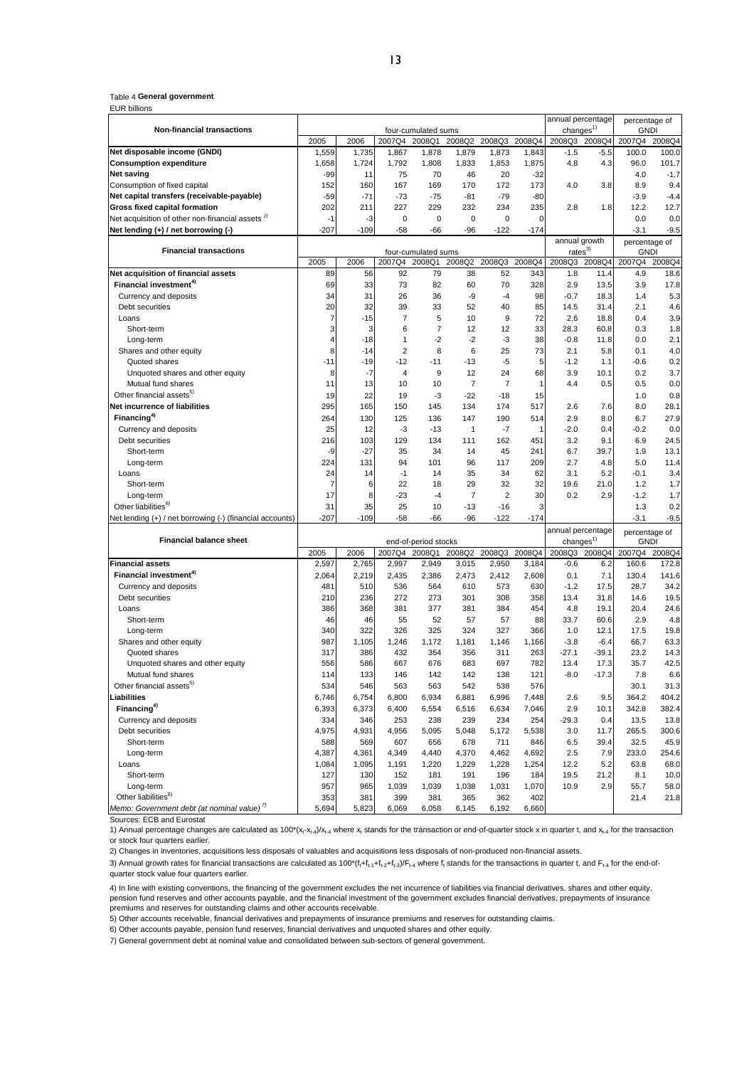Table 4 **General government**

EUR billions

| Non-financial transactions | four-cumulated sums | | | | | | | annual percentage changes[1] | | percentage of GNDI | |
|---|---|---|---|---|---|---|---|---|---|---|---|
| | 2005 | 2006 | 2007Q4 | 2008Q1 | 2008Q2 | 2008Q3 | 2008Q4 | 2008Q3 | 2008Q4 | 2007Q4 | 2008Q4 |
| **Net disposable income (GNDI)** | 1,559 | 1,735 | 1,867 | 1,878 | 1,879 | 1,873 | 1,843 | -1.5 | -5.5 | 100.0 | 100.0 |
| **Consumption expenditure** | 1,658 | 1,724 | 1,792 | 1,808 | 1,833 | 1,853 | 1,875 | 4.8 | 4.3 | 96.0 | 101.7 |
| **Net saving** | -99 | 11 | 75 | 70 | 46 | 20 | -32 | | | 4.0 | -1.7 |
| Consumption of fixed capital | 152 | 160 | 167 | 169 | 170 | 172 | 173 | 4.0 | 3.8 | 8.9 | 9.4 |
| **Net capital transfers (receivable-payable)** | -59 | -71 | -73 | -75 | -81 | -79 | -80 | | | -3.9 | -4.4 |
| **Gross fixed capital formation** | 202 | 211 | 227 | 229 | 232 | 234 | 235 | 2.8 | 1.8 | 12.2 | 12.7 |
| Net acquisition of other non-financial assets [2] | -1 | -3 | 0 | 0 | 0 | 0 | 0 | | | 0.0 | 0.0 |
| **Net lending (+) / net borrowing (-)** | -207 | -109 | -58 | -66 | -96 | -122 | -174 | | | -3.1 | -9.5 |

| Financial transactions | four-cumulated sums | | | | | | | annual growth rates[3] | | percentage of GNDI | |
|---|---|---|---|---|---|---|---|---|---|---|---|
| | 2005 | 2006 | 2007Q4 | 2008Q1 | 2008Q2 | 2008Q3 | 2008Q4 | 2008Q3 | 2008Q4 | 2007Q4 | 2008Q4 |
| **Net acquisition of financial assets** | 89 | 56 | 92 | 79 | 38 | 52 | 343 | 1.8 | 11.4 | 4.9 | 18.6 |
| **Financial investment[4]** | 69 | 33 | 73 | 82 | 60 | 70 | 328 | 2.9 | 13.5 | 3.9 | 17.8 |
| Currency and deposits | 34 | 31 | 26 | 36 | -9 | -4 | 98 | -0.7 | 18.3 | 1.4 | 5.3 |
| Debt securities | 20 | 32 | 39 | 33 | 52 | 40 | 85 | 14.5 | 31.4 | 2.1 | 4.6 |
| Loans | 7 | -15 | 7 | 5 | 10 | 9 | 72 | 2.6 | 18.8 | 0.4 | 3.9 |
| Short-term | 3 | 3 | 6 | 7 | 12 | 12 | 33 | 28.3 | 60.8 | 0.3 | 1.8 |
| Long-term | 4 | -18 | 1 | -2 | -2 | -3 | 38 | -0.8 | 11.8 | 0.0 | 2.1 |
| Shares and other equity | 8 | -14 | 2 | 8 | 6 | 25 | 73 | 2.1 | 5.8 | 0.1 | 4.0 |
| Quoted shares | -11 | -19 | -12 | -11 | -13 | -5 | 5 | -1.2 | 1.1 | -0.6 | 0.2 |
| Unquoted shares and other equity | 8 | -7 | 4 | 9 | 12 | 24 | 68 | 3.9 | 10.1 | 0.2 | 3.7 |
| Mutual fund shares | 11 | 13 | 10 | 10 | 7 | 7 | 1 | 4.4 | 0.5 | 0.5 | 0.0 |
| Other financial assets[5] | 19 | 22 | 19 | -3 | -22 | -18 | 15 | | | 1.0 | 0.8 |
| **Net incurrence of liabilities** | 295 | 165 | 150 | 145 | 134 | 174 | 517 | 2.6 | 7.6 | 8.0 | 28.1 |
| **Financing[4]** | 264 | 130 | 125 | 136 | 147 | 190 | 514 | 2.9 | 8.0 | 6.7 | 27.9 |
| Currency and deposits | 25 | 12 | -3 | -13 | 1 | -7 | 1 | -2.0 | 0.4 | -0.2 | 0.0 |
| Debt securities | 216 | 103 | 129 | 134 | 111 | 162 | 451 | 3.2 | 9.1 | 6.9 | 24.5 |
| Short-term | -9 | -27 | 35 | 34 | 14 | 45 | 241 | 6.7 | 39.7 | 1.9 | 13.1 |
| Long-term | 224 | 131 | 94 | 101 | 96 | 117 | 209 | 2.7 | 4.8 | 5.0 | 11.4 |
| Loans | 24 | 14 | -1 | 14 | 35 | 34 | 62 | 3.1 | 5.2 | -0.1 | 3.4 |
| Short-term | 7 | 6 | 22 | 18 | 29 | 32 | 32 | 19.6 | 21.0 | 1.2 | 1.7 |
| Long-term | 17 | 8 | -23 | -4 | 7 | 2 | 30 | 0.2 | 2.9 | -1.2 | 1.7 |
| Other liabilities[6] | 31 | 35 | 25 | 10 | -13 | -16 | 3 | | | 1.3 | 0.2 |
| Net lending (+) / net borrowing (-) (financial accounts) | -207 | -109 | -58 | -66 | -96 | -122 | -174 | | | -3.1 | -9.5 |

| Financial balance sheet | end-of-period stocks | | | | | | | annual percentage changes[1] | | percentage of GNDI | |
|---|---|---|---|---|---|---|---|---|---|---|---|
| | 2005 | 2006 | 2007Q4 | 2008Q1 | 2008Q2 | 2008Q3 | 2008Q4 | 2008Q3 | 2008Q4 | 2007Q4 | 2008Q4 |
| **Financial assets** | 2,597 | 2,765 | 2,997 | 2,949 | 3,015 | 2,950 | 3,184 | -0.6 | 6.2 | 160.6 | 172.8 |
| **Financial investment[4]** | 2,064 | 2,219 | 2,435 | 2,386 | 2,473 | 2,412 | 2,608 | 0.1 | 7.1 | 130.4 | 141.6 |
| Currency and deposits | 481 | 510 | 536 | 564 | 610 | 573 | 630 | -1.2 | 17.5 | 28.7 | 34.2 |
| Debt securities | 210 | 236 | 272 | 273 | 301 | 308 | 358 | 13.4 | 31.8 | 14.6 | 19.5 |
| Loans | 386 | 368 | 381 | 377 | 381 | 384 | 454 | 4.8 | 19.1 | 20.4 | 24.6 |
| Short-term | 46 | 46 | 55 | 52 | 57 | 57 | 88 | 33.7 | 60.6 | 2.9 | 4.8 |
| Long-term | 340 | 322 | 326 | 325 | 324 | 327 | 366 | 1.0 | 12.1 | 17.5 | 19.8 |
| Shares and other equity | 987 | 1,105 | 1,246 | 1,172 | 1,181 | 1,146 | 1,166 | -3.8 | -6.4 | 66.7 | 63.3 |
| Quoted shares | 317 | 386 | 432 | 354 | 356 | 311 | 263 | -27.1 | -39.1 | 23.2 | 14.3 |
| Unquoted shares and other equity | 556 | 586 | 667 | 676 | 683 | 697 | 782 | 13.4 | 17.3 | 35.7 | 42.5 |
| Mutual fund shares | 114 | 133 | 146 | 142 | 142 | 138 | 121 | -8.0 | -17.3 | 7.8 | 6.6 |
| Other financial assets[5] | 534 | 546 | 563 | 563 | 542 | 538 | 576 | | | 30.1 | 31.3 |
| **Liabilities** | 6,746 | 6,754 | 6,800 | 6,934 | 6,881 | 6,996 | 7,448 | 2.6 | 9.5 | 364.2 | 404.2 |
| **Financing[4]** | 6,393 | 6,373 | 6,400 | 6,554 | 6,516 | 6,634 | 7,046 | 2.9 | 10.1 | 342.8 | 382.4 |
| Currency and deposits | 334 | 346 | 253 | 238 | 239 | 234 | 254 | -29.3 | 0.4 | 13.5 | 13.8 |
| Debt securities | 4,975 | 4,931 | 4,956 | 5,095 | 5,048 | 5,172 | 5,538 | 3.0 | 11.7 | 265.5 | 300.6 |
| Short-term | 588 | 569 | 607 | 656 | 678 | 711 | 846 | 6.5 | 39.4 | 32.5 | 45.9 |
| Long-term | 4,387 | 4,361 | 4,349 | 4,440 | 4,370 | 4,462 | 4,692 | 2.5 | 7.9 | 233.0 | 254.6 |
| Loans | 1,084 | 1,095 | 1,191 | 1,220 | 1,229 | 1,228 | 1,254 | 12.2 | 5.2 | 63.8 | 68.0 |
| Short-term | 127 | 130 | 152 | 181 | 191 | 196 | 184 | 19.5 | 21.2 | 8.1 | 10.0 |
| Long-term | 957 | 965 | 1,039 | 1,039 | 1,038 | 1,031 | 1,070 | 10.9 | 2.9 | 55.7 | 58.0 |
| Other liabilities[6] | 353 | 381 | 399 | 381 | 365 | 362 | 402 | | | 21.4 | 21.8 |
| *Memo: Government debt (at nominal value)* [7] | 5,694 | 5,823 | 6,069 | 6,058 | 6,145 | 6,192 | 6,660 | | | | |

Sources: ECB and Eurostat

1) Annual percentage changes are calculated as $100*(x_t-x_{t-4})/x_{t-4}$ where $x_t$ stands for the transaction or end-of-quarter stock x in quarter t, and $x_{t-4}$ for the transaction or stock four quarters earlier.

2) Changes in inventories, acquisitions less disposals of valuables and acquisitions less disposals of non-produced non-financial assets.

3) Annual growth rates for financial transactions are calculated as $100*(f_t+f_{t-1}+f_{t-2}+f_{t-3})/F_{t-4}$ where $f_t$ stands for the transactions in quarter t, and $F_{t-4}$ for the end-of-quarter stock value four quarters earlier.

4) In line with existing conventions, the financing of the government excludes the net incurrence of liabilities via financial derivatives, shares and other equity, pension fund reserves and other accounts payable, and the financial investment of the government excludes financial derivatives, prepayments of insurance premiums and reserves for outstanding claims and other accounts receivable.

5) Other accounts receivable, financial derivatives and prepayments of insurance premiums and reserves for outstanding claims.

6) Other accounts payable, pension fund reserves, financial derivatives and unquoted shares and other equity.

7) General government debt at nominal value and consolidated between sub-sectors of general government.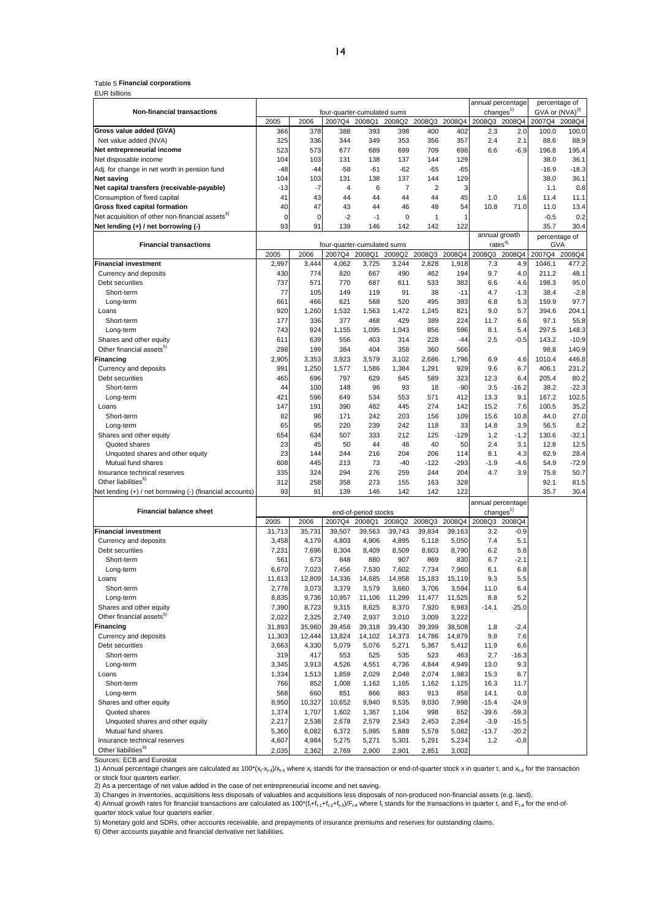Table 5 **Financial corporations**

EUR billions

| Non-financial transactions | 2005 | 2006 | 2007Q4 | 2008Q1 | 2008Q2 | 2008Q3 | 2008Q4 | 2008Q3 | 2008Q4 | 2007Q4 | 2008Q4 |
|---|---|---|---|---|---|---|---|---|---|---|---|
| | | | four-quarter-cumulated sums | | | | | annual percentage changes[1] | | percentage of GVA or (NVA)[2] | |
| **Gross value added (GVA)** | 366 | 378 | 388 | 393 | 398 | 400 | 402 | 2.3 | 2.0 | 100.0 | 100.0 |
| Net value added (NVA) | 325 | 336 | 344 | 349 | 353 | 356 | 357 | 2.4 | 2.1 | 88.6 | 88.9 |
| **Net entrepreneurial income** | 523 | 573 | 677 | 689 | 699 | 709 | 698 | 6.6 | -6.9 | 196.8 | 195.4 |
| Net disposable income | 104 | 103 | 131 | 138 | 137 | 144 | 129 | | | 38.0 | 36.1 |
| Adj. for change in net worth in pension fund | -48 | -44 | -58 | -61 | -62 | -65 | -65 | | | -16.9 | -18.3 |
| **Net saving** | 104 | 103 | 131 | 138 | 137 | 144 | 129 | | | 38.0 | 36.1 |
| **Net capital transfers (receivable-payable)** | -13 | -7 | 4 | 6 | 7 | 2 | 3 | | | 1.1 | 0.8 |
| Consumption of fixed capital | 41 | 43 | 44 | 44 | 44 | 44 | 45 | 1.0 | 1.6 | 11.4 | 11.1 |
| **Gross fixed capital formation** | 40 | 47 | 43 | 44 | 46 | 48 | 54 | 10.8 | 71.0 | 11.0 | 13.4 |
| Net acquisition of other non-financial assets[3] | 0 | 0 | -2 | -1 | 0 | 1 | 1 | | | -0.5 | 0.2 |
| **Net lending (+) / net borrowing (-)** | 93 | 91 | 139 | 146 | 142 | 142 | 122 | | | 35.7 | 30.4 |

| Financial transactions | 2005 | 2006 | 2007Q4 | 2008Q1 | 2008Q2 | 2008Q3 | 2008Q4 | 2008Q3 | 2008Q4 | 2007Q4 | 2008Q4 |
|---|---|---|---|---|---|---|---|---|---|---|---|
| | | | four-quarter-cumulated sums | | | | | annual growth rates[4] | | percentage of GVA | |
| **Financial investment** | 2,997 | 3,444 | 4,062 | 3,725 | 3,244 | 2,828 | 1,918 | 7.3 | 4.9 | 1046.1 | 477.2 |
| Currency and deposits | 430 | 774 | 820 | 667 | 490 | 462 | 194 | 9.7 | 4.0 | 211.2 | 48.1 |
| Debt securities | 737 | 571 | 770 | 687 | 611 | 533 | 382 | 6.6 | 4.6 | 198.3 | 95.0 |
| Short-term | 77 | 105 | 149 | 119 | 91 | 38 | -11 | 4.7 | -1.3 | 38.4 | -2.8 |
| Long-term | 661 | 466 | 621 | 568 | 520 | 495 | 393 | 6.8 | 5.3 | 159.9 | 97.7 |
| Loans | 920 | 1,260 | 1,532 | 1,563 | 1,472 | 1,245 | 821 | 9.0 | 5.7 | 394.6 | 204.1 |
| Short-term | 177 | 336 | 377 | 468 | 429 | 389 | 224 | 11.7 | 6.6 | 97.1 | 55.8 |
| Long-term | 743 | 924 | 1,155 | 1,095 | 1,043 | 856 | 596 | 8.1 | 5.4 | 297.5 | 148.3 |
| Shares and other equity | 611 | 639 | 556 | 403 | 314 | 228 | -44 | 2.5 | -0.5 | 143.2 | -10.9 |
| Other financial assets[5] | 298 | 199 | 384 | 404 | 358 | 360 | 566 | | | 98.8 | 140.9 |
| **Financing** | 2,905 | 3,353 | 3,923 | 3,579 | 3,102 | 2,686 | 1,796 | 6.9 | 4.6 | 1010.4 | 446.8 |
| Currency and deposits | 991 | 1,250 | 1,577 | 1,586 | 1,384 | 1,291 | 929 | 9.6 | 6.7 | 406.1 | 231.2 |
| Debt securities | 465 | 696 | 797 | 629 | 645 | 589 | 323 | 12.3 | 6.4 | 205.4 | 80.2 |
| Short-term | 44 | 100 | 148 | 96 | 93 | 18 | -90 | 3.5 | -16.2 | 38.2 | -22.3 |
| Long-term | 421 | 596 | 649 | 534 | 553 | 571 | 412 | 13.3 | 9.1 | 167.2 | 102.5 |
| Loans | 147 | 191 | 390 | 482 | 445 | 274 | 142 | 15.2 | 7.6 | 100.5 | 35.2 |
| Short-term | 82 | 96 | 171 | 242 | 203 | 156 | 109 | 15.6 | 10.8 | 44.0 | 27.0 |
| Long-term | 65 | 95 | 220 | 239 | 242 | 118 | 33 | 14.8 | 3.9 | 56.5 | 8.2 |
| Shares and other equity | 654 | 634 | 507 | 333 | 212 | 125 | -129 | 1.2 | -1.2 | 130.6 | -32.1 |
| Quoted shares | 23 | 45 | 50 | 44 | 48 | 40 | 50 | 2.4 | 3.1 | 12.8 | 12.5 |
| Unquoted shares and other equity | 23 | 144 | 244 | 216 | 204 | 206 | 114 | 8.1 | 4.3 | 62.9 | 28.4 |
| Mutual fund shares | 608 | 445 | 213 | 73 | -40 | -122 | -293 | -1.9 | -4.6 | 54.9 | -72.9 |
| Insurance technical reserves | 335 | 324 | 294 | 276 | 259 | 244 | 204 | 4.7 | 3.9 | 75.8 | 50.7 |
| Other liabilities[6] | 312 | 258 | 358 | 273 | 155 | 163 | 328 | | | 92.1 | 81.5 |
| Net lending (+) / net borrowing (-) (financial accounts) | 93 | 91 | 139 | 146 | 142 | 142 | 122 | | | 35.7 | 30.4 |

| Financial balance sheet | 2005 | 2006 | 2007Q4 | 2008Q1 | 2008Q2 | 2008Q3 | 2008Q4 | 2008Q3 | 2008Q4 |
|---|---|---|---|---|---|---|---|---|---|
| | | | end-of-period stocks | | | | | annual percentage changes[1] | |
| **Financial investment** | 31,713 | 35,731 | 39,507 | 39,563 | 39,743 | 39,834 | 39,163 | 3.2 | -0.9 |
| Currency and deposits | 3,458 | 4,179 | 4,803 | 4,906 | 4,895 | 5,118 | 5,050 | 7.4 | 5.1 |
| Debt securities | 7,231 | 7,696 | 8,304 | 8,409 | 8,509 | 8,603 | 8,790 | 6.2 | 5.8 |
| Short-term | 561 | 673 | 848 | 880 | 907 | 869 | 830 | 6.7 | -2.1 |
| Long-term | 6,670 | 7,023 | 7,456 | 7,530 | 7,602 | 7,734 | 7,960 | 6.1 | 6.8 |
| Loans | 11,613 | 12,809 | 14,336 | 14,685 | 14,958 | 15,183 | 15,119 | 9.3 | 5.5 |
| Short-term | 2,778 | 3,073 | 3,379 | 3,579 | 3,660 | 3,706 | 3,594 | 11.0 | 6.4 |
| Long-term | 8,835 | 9,736 | 10,957 | 11,106 | 11,299 | 11,477 | 11,525 | 8.8 | 5.2 |
| Shares and other equity | 7,390 | 8,723 | 9,315 | 8,625 | 8,370 | 7,920 | 6,983 | -14.1 | -25.0 |
| Other financial assets[5] | 2,022 | 2,325 | 2,749 | 2,937 | 3,010 | 3,009 | 3,222 | | |
| **Financing** | 31,893 | 35,960 | 39,458 | 39,318 | 39,430 | 39,399 | 38,508 | 1.8 | -2.4 |
| Currency and deposits | 11,303 | 12,444 | 13,824 | 14,102 | 14,373 | 14,786 | 14,879 | 9.8 | 7.6 |
| Debt securities | 3,663 | 4,330 | 5,079 | 5,076 | 5,271 | 5,367 | 5,412 | 11.9 | 6.6 |
| Short-term | 319 | 417 | 553 | 525 | 535 | 523 | 463 | 2.7 | -16.3 |
| Long-term | 3,345 | 3,913 | 4,526 | 4,551 | 4,736 | 4,844 | 4,949 | 13.0 | 9.3 |
| Loans | 1,334 | 1,513 | 1,859 | 2,029 | 2,048 | 2,074 | 1,983 | 15.3 | 6.7 |
| Short-term | 766 | 852 | 1,008 | 1,162 | 1,165 | 1,162 | 1,125 | 16.3 | 11.7 |
| Long-term | 568 | 660 | 851 | 866 | 883 | 913 | 858 | 14.1 | 0.8 |
| Shares and other equity | 8,950 | 10,327 | 10,652 | 9,940 | 9,535 | 9,030 | 7,998 | -15.4 | -24.9 |
| Quoted shares | 1,374 | 1,707 | 1,602 | 1,367 | 1,104 | 998 | 652 | -39.6 | -59.3 |
| Unquoted shares and other equity | 2,217 | 2,538 | 2,678 | 2,579 | 2,543 | 2,453 | 2,264 | -3.9 | -15.5 |
| Mutual fund shares | 5,360 | 6,082 | 6,372 | 5,995 | 5,888 | 5,578 | 5,082 | -13.7 | -20.2 |
| Insurance technical reserves | 4,607 | 4,984 | 5,275 | 5,271 | 5,301 | 5,291 | 5,234 | 1.2 | -0.8 |
| Other liabilities[6] | 2,035 | 2,362 | 2,769 | 2,900 | 2,901 | 2,851 | 3,002 | | |

Sources: ECB and Eurostat

1) Annual percentage changes are calculated as $100*(x_t-x_{t-4})/x_{t-4}$ where $x_t$ stands for the transaction or end-of-quarter stock x in quarter t, and $x_{t-4}$ for the transaction or stock four quarters earlier.

2) As a percentage of net value added in the case of net entrepreneurial income and net saving.

3) Changes in inventories, acquisitions less disposals of valuables and acquisitions less disposals of non-produced non-financial assets (e.g. land).

4) Annual growth rates for financial transactions are calculated as $100*(f_t+f_{t-1}+f_{t-2}+f_{t-3})/F_{t-4}$ where $f_t$ stands for the transactions in quarter t, and $F_{t-4}$ for the end-of-quarter stock value four quarters earlier.

5) Monetary gold and SDRs, other accounts receivable, and prepayments of insurance premiums and reserves for outstanding claims.

6) Other accounts payable and financial derivative net liabilities.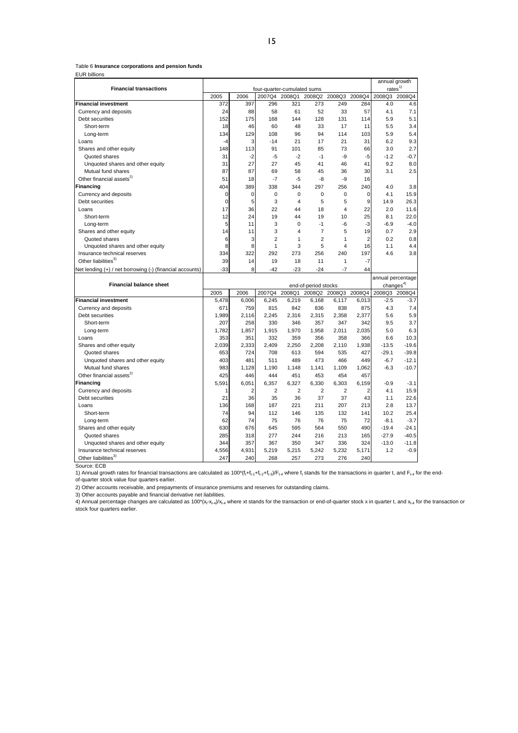Table 6 **Insurance corporations and pension funds**

EUR billions

| Financial transactions | four-quarter-cumulated sums | | | | | | | annual growth rates[1)] | |
|---|---|---|---|---|---|---|---|---|---|
| | 2005 | 2006 | 2007Q4 | 2008Q1 | 2008Q2 | 2008Q3 | 2008Q4 | 2008Q3 | 2008Q4 |
| **Financial investment** | 372 | 397 | 296 | 321 | 273 | 249 | 284 | 4.0 | 4.6 |
| Currency and deposits | 24 | 88 | 58 | 61 | 52 | 33 | 57 | 4.1 | 7.1 |
| Debt securities | 152 | 175 | 168 | 144 | 128 | 131 | 114 | 5.9 | 5.1 |
| Short-term | 18 | 46 | 60 | 48 | 33 | 17 | 11 | 5.5 | 3.4 |
| Long-term | 134 | 129 | 108 | 96 | 94 | 114 | 103 | 5.9 | 5.4 |
| Loans | -4 | 3 | -14 | 21 | 17 | 21 | 31 | 6.2 | 9.3 |
| Shares and other equity | 148 | 113 | 91 | 101 | 85 | 73 | 66 | 3.0 | 2.7 |
| Quoted shares | 31 | -2 | -5 | -2 | -1 | -9 | -5 | -1.2 | -0.7 |
| Unquoted shares and other equity | 31 | 27 | 27 | 45 | 41 | 46 | 41 | 9.2 | 8.0 |
| Mutual fund shares | 87 | 87 | 69 | 58 | 45 | 36 | 30 | 3.1 | 2.5 |
| Other financial assets[2)] | 51 | 18 | -7 | -5 | -8 | -9 | 16 | | |
| **Financing** | 404 | 389 | 338 | 344 | 297 | 256 | 240 | 4.0 | 3.8 |
| Currency and deposits | 0 | 0 | 0 | 0 | 0 | 0 | 0 | 4.1 | 15.9 |
| Debt securities | 0 | 5 | 3 | 4 | 5 | 5 | 9 | 14.9 | 26.3 |
| Loans | 17 | 36 | 22 | 44 | 18 | 4 | 22 | 2.0 | 11.6 |
| Short-term | 12 | 24 | 19 | 44 | 19 | 10 | 25 | 8.1 | 22.0 |
| Long-term | 5 | 11 | 3 | 0 | -1 | -6 | -3 | -6.9 | -4.0 |
| Shares and other equity | 14 | 11 | 3 | 4 | 7 | 5 | 19 | 0.7 | 2.9 |
| Quoted shares | 6 | 3 | 2 | 1 | 2 | 1 | 2 | 0.2 | 0.8 |
| Unquoted shares and other equity | 8 | 8 | 1 | 3 | 5 | 4 | 16 | 1.1 | 4.4 |
| Insurance technical reserves | 334 | 322 | 292 | 273 | 256 | 240 | 197 | 4.6 | 3.8 |
| Other liabilities[3)] | 39 | 14 | 19 | 18 | 11 | 1 | -7 | | |
| Net lending (+) / net borrowing (-) (financial accounts) | -33 | 8 | -42 | -23 | -24 | -7 | 44 | | |

| Financial balance sheet | end-of-period stocks | | | | | | | annual percentage changes[4)] | |
|---|---|---|---|---|---|---|---|---|---|
| | 2005 | 2006 | 2007Q4 | 2008Q1 | 2008Q2 | 2008Q3 | 2008Q4 | 2008Q3 | 2008Q4 |
| **Financial investment** | 5,478 | 6,006 | 6,245 | 6,219 | 6,168 | 6,117 | 6,013 | -2.5 | -3.7 |
| Currency and deposits | 671 | 759 | 815 | 842 | 836 | 838 | 875 | 4.3 | 7.4 |
| Debt securities | 1,989 | 2,116 | 2,245 | 2,316 | 2,315 | 2,358 | 2,377 | 5.6 | 5.9 |
| Short-term | 207 | 258 | 330 | 346 | 357 | 347 | 342 | 9.5 | 3.7 |
| Long-term | 1,782 | 1,857 | 1,915 | 1,970 | 1,958 | 2,011 | 2,035 | 5.0 | 6.3 |
| Loans | 353 | 351 | 332 | 359 | 356 | 358 | 366 | 6.6 | 10.3 |
| Shares and other equity | 2,039 | 2,333 | 2,409 | 2,250 | 2,208 | 2,110 | 1,938 | -13.5 | -19.6 |
| Quoted shares | 653 | 724 | 708 | 613 | 594 | 535 | 427 | -29.1 | -39.8 |
| Unquoted shares and other equity | 403 | 481 | 511 | 489 | 473 | 466 | 449 | -6.7 | -12.1 |
| Mutual fund shares | 983 | 1,128 | 1,190 | 1,148 | 1,141 | 1,109 | 1,062 | -6.3 | -10.7 |
| Other financial assets[2)] | 425 | 446 | 444 | 451 | 453 | 454 | 457 | | |
| **Financing** | 5,591 | 6,051 | 6,357 | 6,327 | 6,330 | 6,303 | 6,159 | -0.9 | -3.1 |
| Currency and deposits | 1 | 2 | 2 | 2 | 2 | 2 | 2 | 4.1 | 15.9 |
| Debt securities | 21 | 36 | 35 | 36 | 37 | 37 | 43 | 1.1 | 22.6 |
| Loans | 136 | 168 | 187 | 221 | 211 | 207 | 213 | 2.8 | 13.7 |
| Short-term | 74 | 94 | 112 | 146 | 135 | 132 | 141 | 10.2 | 25.4 |
| Long-term | 62 | 74 | 75 | 76 | 76 | 75 | 72 | -8.1 | -3.7 |
| Shares and other equity | 630 | 676 | 645 | 595 | 564 | 550 | 490 | -19.4 | -24.1 |
| Quoted shares | 285 | 318 | 277 | 244 | 216 | 213 | 165 | -27.9 | -40.5 |
| Unquoted shares and other equity | 344 | 357 | 367 | 350 | 347 | 336 | 324 | -13.0 | -11.8 |
| Insurance technical reserves | 4,556 | 4,931 | 5,219 | 5,215 | 5,242 | 5,232 | 5,171 | 1.2 | -0.9 |
| Other liabilities[3)] | 247 | 240 | 268 | 257 | 273 | 276 | 240 | | |

Source: ECB

1) Annual growth rates for financial transactions are calculated as $100*(f_t+f_{t-1}+f_{t-2}+f_{t-3})/F_{t-4}$ where $f_t$ stands for the transactions in quarter t, and $F_{t-4}$ for the end-of-quarter stock value four quarters earlier.

2) Other accounts receivable, and prepayments of insurance premiums and reserves for outstanding claims.

3) Other accounts payable and financial derivative net liabilities.

4) Annual percentage changes are calculated as $100*(x_t-x_{t-4})/x_{t-4}$ where xt stands for the transaction or end-of-quarter stock x in quarter t, and $x_{t-4}$ for the transaction or stock four quarters earlier.